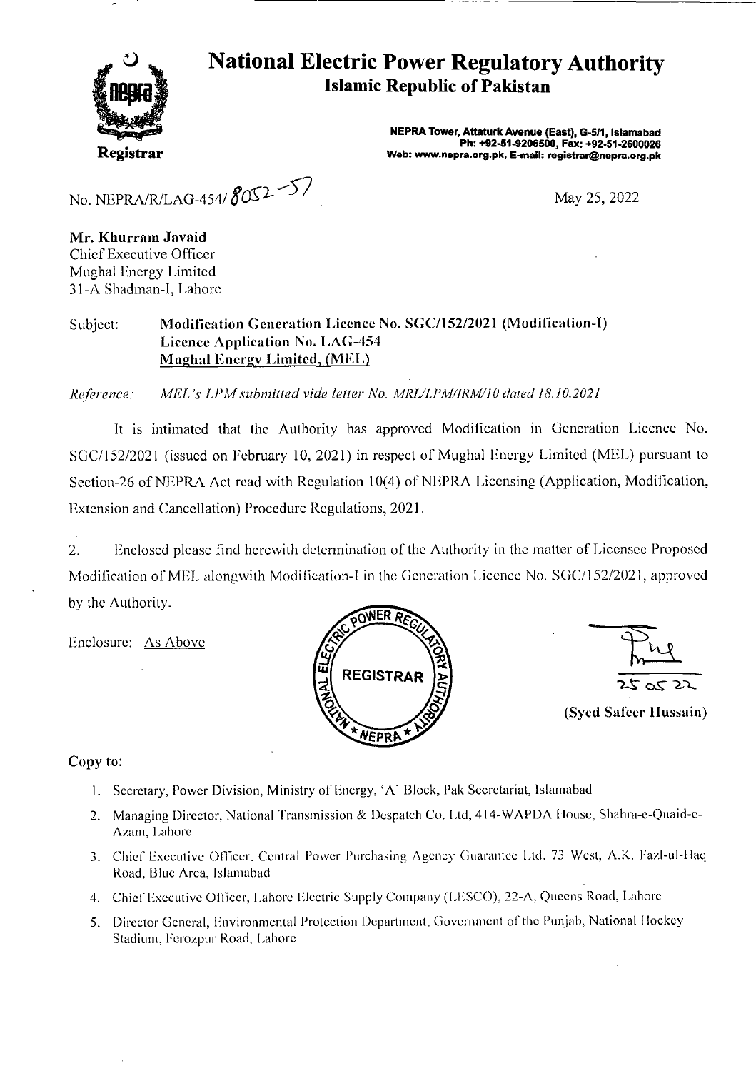# National Electric Power Regulatory Authority

## Islamic Republic of Pakistan

**Registrar**

**NEPRA Tower, Attaturk Avenue (East), G-5/1, Islamabad**
**Ph: +92-51-9206500, Fax: +92-51-2600026**
**Web: www.nepra.org.pk, E-mail: registrar@nepra.org.pk**

No. NEPRA/R/LAG-454/ 8052-57

May 25, 2022

**Mr. Khurram Javaid**
Chief Executive Officer
Mughal Energy Limited
31-A Shadman-I, Lahore

Subject: **Modification Generation Licence No. SGC/152/2021 (Modification-I)**
**Licence Application No. LAG-454**
**Mughal Energy Limited, (MEL)**

*Reference: MEL's LPM submitted vide letter No. MRL/LPM/IRM/10 dated 18.10.2021*

It is intimated that the Authority has approved Modification in Generation Licence No. SGC/152/2021 (issued on February 10, 2021) in respect of Mughal Energy Limited (MEL) pursuant to Section-26 of NEPRA Act read with Regulation 10(4) of NEPRA Licensing (Application, Modification, Extension and Cancellation) Procedure Regulations, 2021.

2. Enclosed please find herewith determination of the Authority in the matter of Licensee Proposed Modification of MEL alongwith Modification-I in the Generation Licence No. SGC/152/2021, approved by the Authority.

Enclosure: As Above

25 05 22

**(Syed Safeer Hussain)**

**Copy to:**

1. Secretary, Power Division, Ministry of Energy, 'A' Block, Pak Secretariat, Islamabad
2. Managing Director, National Transmission & Despatch Co. Ltd, 414-WAPDA House, Shahra-e-Quaid-e-Azam, Lahore
3. Chief Executive Officer, Central Power Purchasing Agency Guarantee Ltd. 73 West, A.K. Fazl-ul-Haq Road, Blue Area, Islamabad
4. Chief Executive Officer, Lahore Electric Supply Company (LESCO), 22-A, Queens Road, Lahore
5. Director General, Environmental Protection Department, Government of the Punjab, National Hockey Stadium, Ferozpur Road, Lahore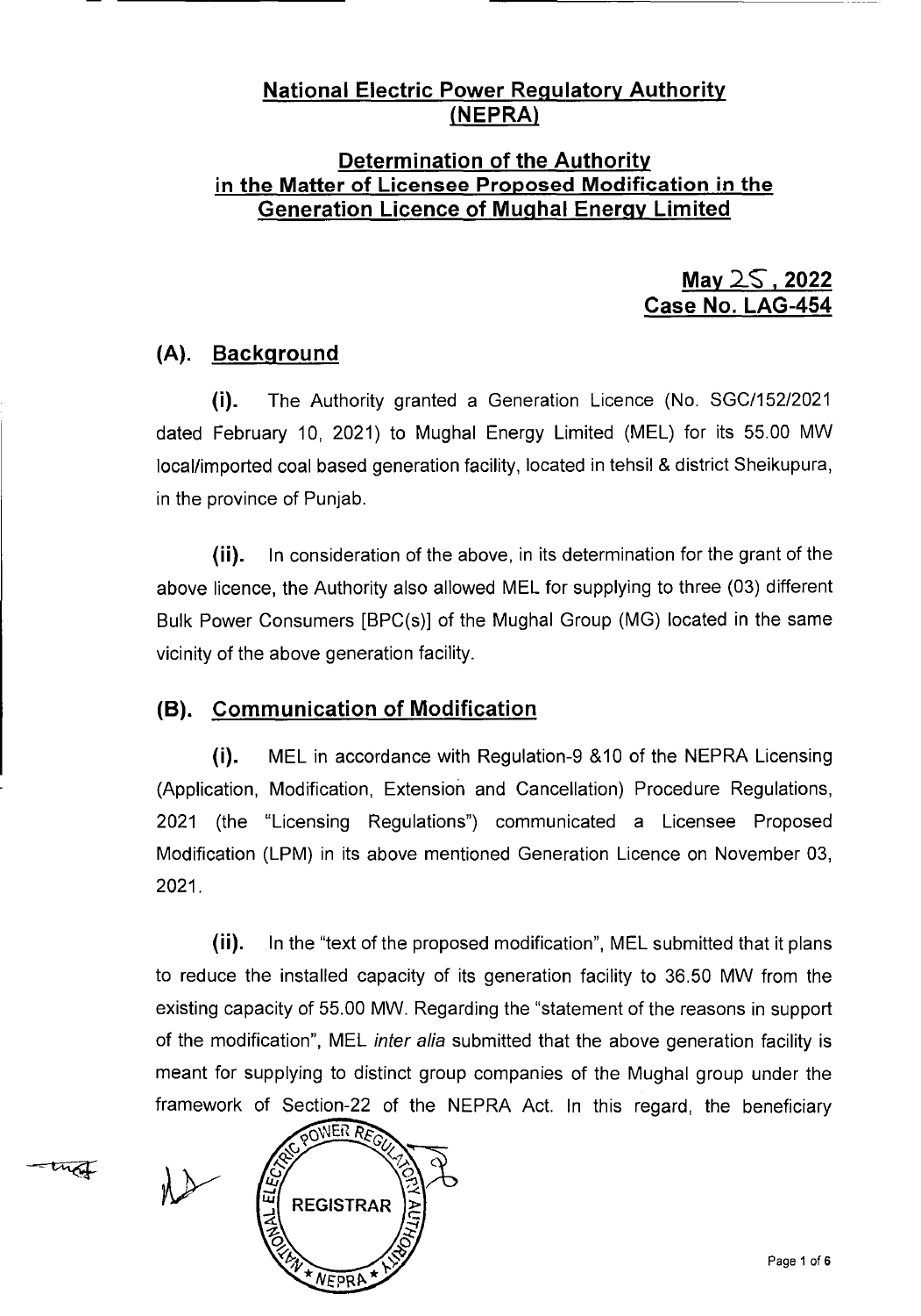## National Electric Power Regulatory Authority (NEPRA)

## Determination of the Authority in the Matter of Licensee Proposed Modification in the Generation Licence of Mughal Energy Limited

**May 25, 2022**
**Case No. LAG-454**

### (A). Background

**(i).** The Authority granted a Generation Licence (No. SGC/152/2021 dated February 10, 2021) to Mughal Energy Limited (MEL) for its 55.00 MW local/imported coal based generation facility, located in tehsil & district Sheikupura, in the province of Punjab.

**(ii).** In consideration of the above, in its determination for the grant of the above licence, the Authority also allowed MEL for supplying to three (03) different Bulk Power Consumers [BPC(s)] of the Mughal Group (MG) located in the same vicinity of the above generation facility.

### (B). Communication of Modification

**(i).** MEL in accordance with Regulation-9 &10 of the NEPRA Licensing (Application, Modification, Extension and Cancellation) Procedure Regulations, 2021 (the "Licensing Regulations") communicated a Licensee Proposed Modification (LPM) in its above mentioned Generation Licence on November 03, 2021.

**(ii).** In the "text of the proposed modification", MEL submitted that it plans to reduce the installed capacity of its generation facility to 36.50 MW from the existing capacity of 55.00 MW. Regarding the "statement of the reasons in support of the modification", MEL *inter alia* submitted that the above generation facility is meant for supplying to distinct group companies of the Mughal group under the framework of Section-22 of the NEPRA Act. In this regard, the beneficiary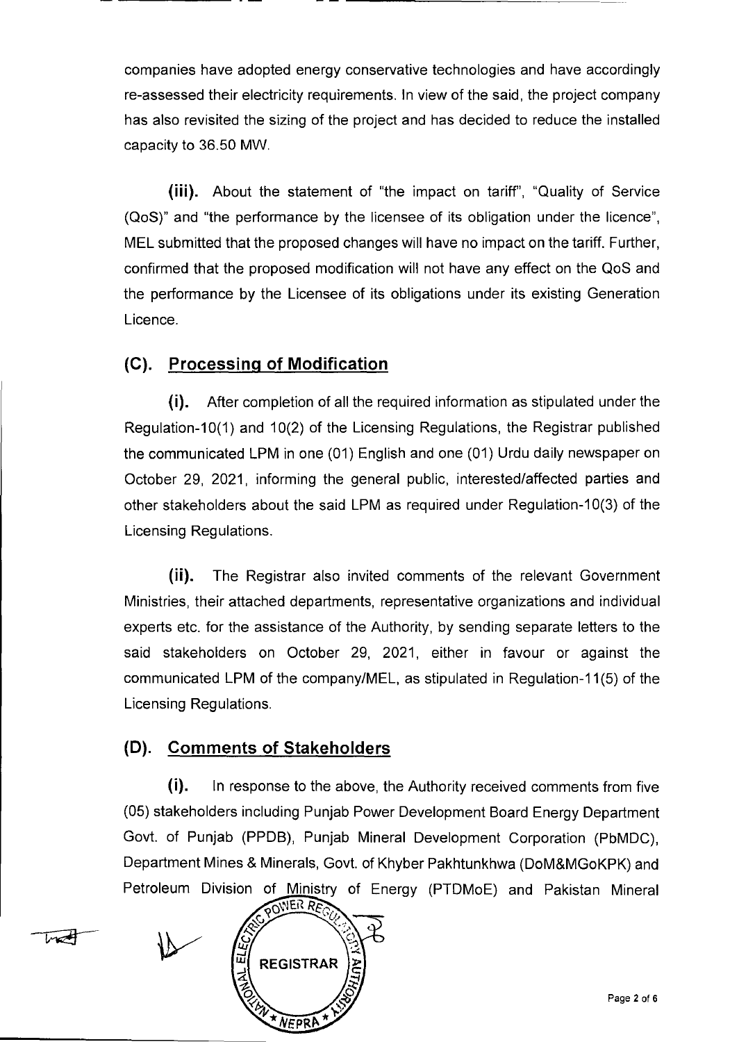companies have adopted energy conservative technologies and have accordingly re-assessed their electricity requirements. In view of the said, the project company has also revisited the sizing of the project and has decided to reduce the installed capacity to 36.50 MW.

**(iii).** About the statement of "the impact on tariff", "Quality of Service (QoS)" and "the performance by the licensee of its obligation under the licence", MEL submitted that the proposed changes will have no impact on the tariff. Further, confirmed that the proposed modification will not have any effect on the QoS and the performance by the Licensee of its obligations under its existing Generation Licence.

## (C). Processing of Modification

**(i).** After completion of all the required information as stipulated under the Regulation-10(1) and 10(2) of the Licensing Regulations, the Registrar published the communicated LPM in one (01) English and one (01) Urdu daily newspaper on October 29, 2021, informing the general public, interested/affected parties and other stakeholders about the said LPM as required under Regulation-10(3) of the Licensing Regulations.

**(ii).** The Registrar also invited comments of the relevant Government Ministries, their attached departments, representative organizations and individual experts etc. for the assistance of the Authority, by sending separate letters to the said stakeholders on October 29, 2021, either in favour or against the communicated LPM of the company/MEL, as stipulated in Regulation-11(5) of the Licensing Regulations.

## (D). Comments of Stakeholders

**(i).** In response to the above, the Authority received comments from five (05) stakeholders including Punjab Power Development Board Energy Department Govt. of Punjab (PPDB), Punjab Mineral Development Corporation (PbMDC), Department Mines & Minerals, Govt. of Khyber Pakhtunkhwa (DoM&MGoKPK) and Petroleum Division of Ministry of Energy (PTDMoE) and Pakistan Mineral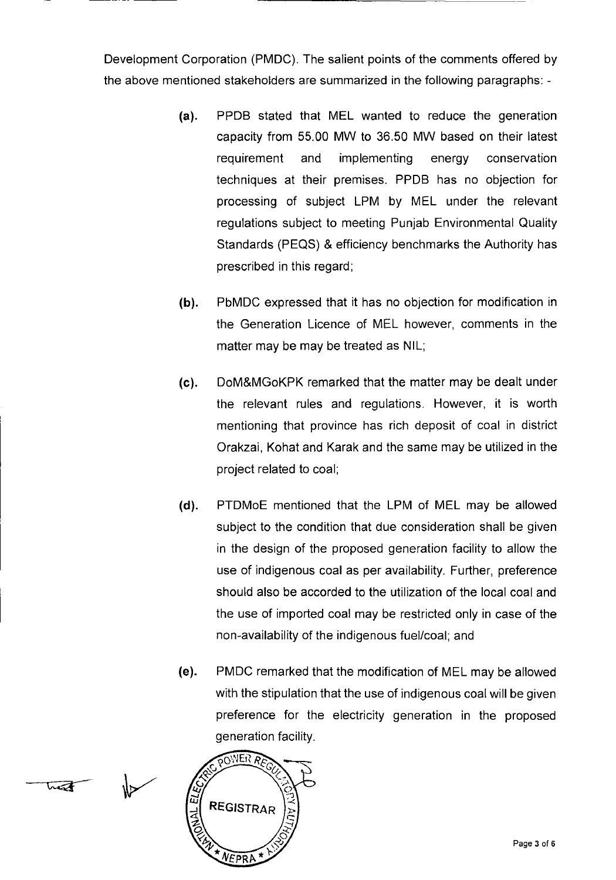Development Corporation (PMDC). The salient points of the comments offered by the above mentioned stakeholders are summarized in the following paragraphs: -

**(a).** PPDB stated that MEL wanted to reduce the generation capacity from 55.00 MW to 36.50 MW based on their latest requirement and implementing energy conservation techniques at their premises. PPDB has no objection for processing of subject LPM by MEL under the relevant regulations subject to meeting Punjab Environmental Quality Standards (PEQS) & efficiency benchmarks the Authority has prescribed in this regard;

**(b).** PbMDC expressed that it has no objection for modification in the Generation Licence of MEL however, comments in the matter may be may be treated as NIL;

**(c).** DoM&MGoKPK remarked that the matter may be dealt under the relevant rules and regulations. However, it is worth mentioning that province has rich deposit of coal in district Orakzai, Kohat and Karak and the same may be utilized in the project related to coal;

**(d).** PTDMoE mentioned that the LPM of MEL may be allowed subject to the condition that due consideration shall be given in the design of the proposed generation facility to allow the use of indigenous coal as per availability. Further, preference should also be accorded to the utilization of the local coal and the use of imported coal may be restricted only in case of the non-availability of the indigenous fuel/coal; and

**(e).** PMDC remarked that the modification of MEL may be allowed with the stipulation that the use of indigenous coal will be given preference for the electricity generation in the proposed generation facility.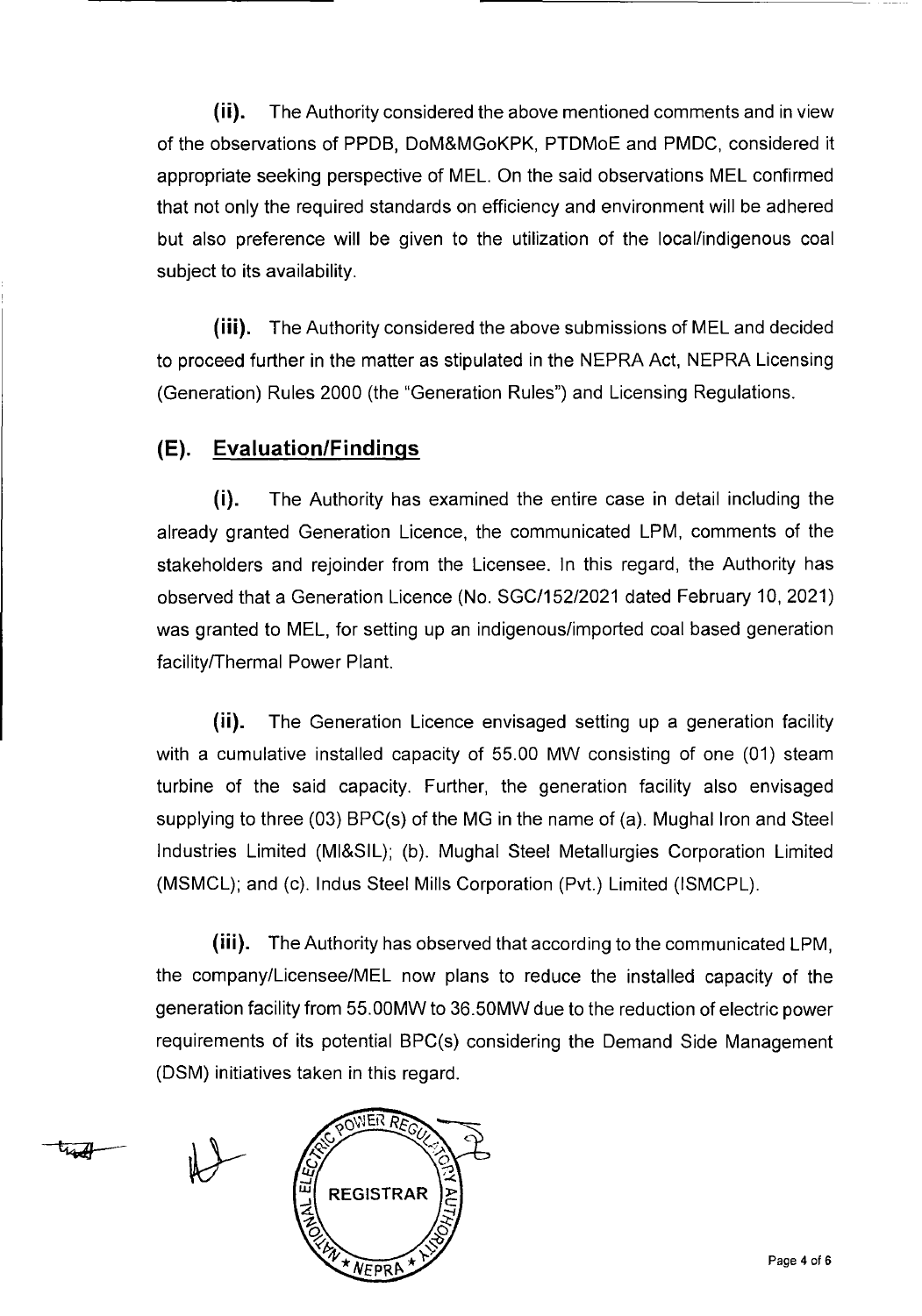**(ii).** The Authority considered the above mentioned comments and in view of the observations of PPDB, DoM&MGoKPK, PTDMoE and PMDC, considered it appropriate seeking perspective of MEL. On the said observations MEL confirmed that not only the required standards on efficiency and environment will be adhered but also preference will be given to the utilization of the local/indigenous coal subject to its availability.

**(iii).** The Authority considered the above submissions of MEL and decided to proceed further in the matter as stipulated in the NEPRA Act, NEPRA Licensing (Generation) Rules 2000 (the "Generation Rules") and Licensing Regulations.

## (E). Evaluation/Findings

**(i).** The Authority has examined the entire case in detail including the already granted Generation Licence, the communicated LPM, comments of the stakeholders and rejoinder from the Licensee. In this regard, the Authority has observed that a Generation Licence (No. SGC/152/2021 dated February 10, 2021) was granted to MEL, for setting up an indigenous/imported coal based generation facility/Thermal Power Plant.

**(ii).** The Generation Licence envisaged setting up a generation facility with a cumulative installed capacity of 55.00 MW consisting of one (01) steam turbine of the said capacity. Further, the generation facility also envisaged supplying to three (03) BPC(s) of the MG in the name of (a). Mughal Iron and Steel Industries Limited (MI&SIL); (b). Mughal Steel Metallurgies Corporation Limited (MSMCL); and (c). Indus Steel Mills Corporation (Pvt.) Limited (ISMCPL).

**(iii).** The Authority has observed that according to the communicated LPM, the company/Licensee/MEL now plans to reduce the installed capacity of the generation facility from 55.00MW to 36.50MW due to the reduction of electric power requirements of its potential BPC(s) considering the Demand Side Management (DSM) initiatives taken in this regard.

NATIONAL ELECTRIC POWER REGULATORY AUTHORITY
REGISTRAR
NEPRA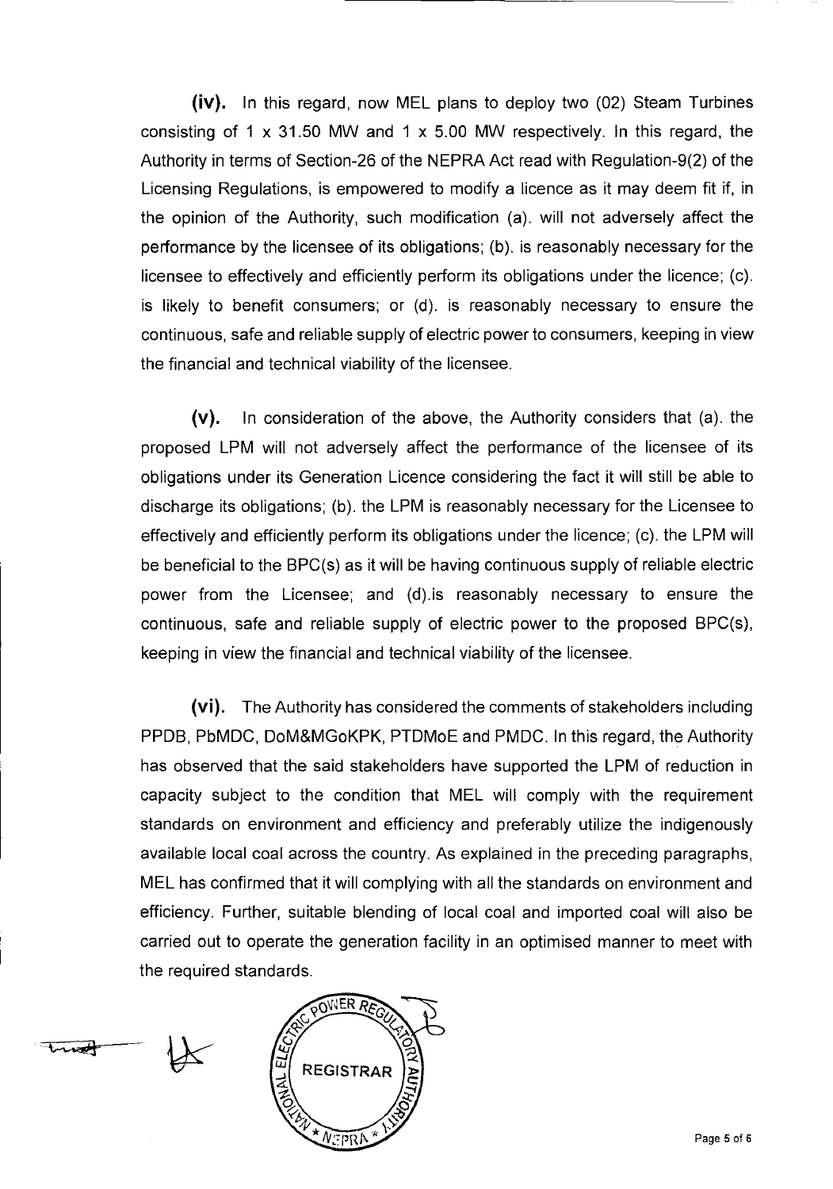**(iv).** In this regard, now MEL plans to deploy two (02) Steam Turbines consisting of 1 x 31.50 MW and 1 x 5.00 MW respectively. In this regard, the Authority in terms of Section-26 of the NEPRA Act read with Regulation-9(2) of the Licensing Regulations, is empowered to modify a licence as it may deem fit if, in the opinion of the Authority, such modification (a). will not adversely affect the performance by the licensee of its obligations; (b). is reasonably necessary for the licensee to effectively and efficiently perform its obligations under the licence; (c). is likely to benefit consumers; or (d). is reasonably necessary to ensure the continuous, safe and reliable supply of electric power to consumers, keeping in view the financial and technical viability of the licensee.

**(v).** In consideration of the above, the Authority considers that (a). the proposed LPM will not adversely affect the performance of the licensee of its obligations under its Generation Licence considering the fact it will still be able to discharge its obligations; (b). the LPM is reasonably necessary for the Licensee to effectively and efficiently perform its obligations under the licence; (c). the LPM will be beneficial to the BPC(s) as it will be having continuous supply of reliable electric power from the Licensee; and (d).is reasonably necessary to ensure the continuous, safe and reliable supply of electric power to the proposed BPC(s), keeping in view the financial and technical viability of the licensee.

**(vi).** The Authority has considered the comments of stakeholders including PPDB, PbMDC, DoM&MGoKPK, PTDMoE and PMDC. In this regard, the Authority has observed that the said stakeholders have supported the LPM of reduction in capacity subject to the condition that MEL will comply with the requirement standards on environment and efficiency and preferably utilize the indigenously available local coal across the country. As explained in the preceding paragraphs, MEL has confirmed that it will complying with all the standards on environment and efficiency. Further, suitable blending of local coal and imported coal will also be carried out to operate the generation facility in an optimised manner to meet with the required standards.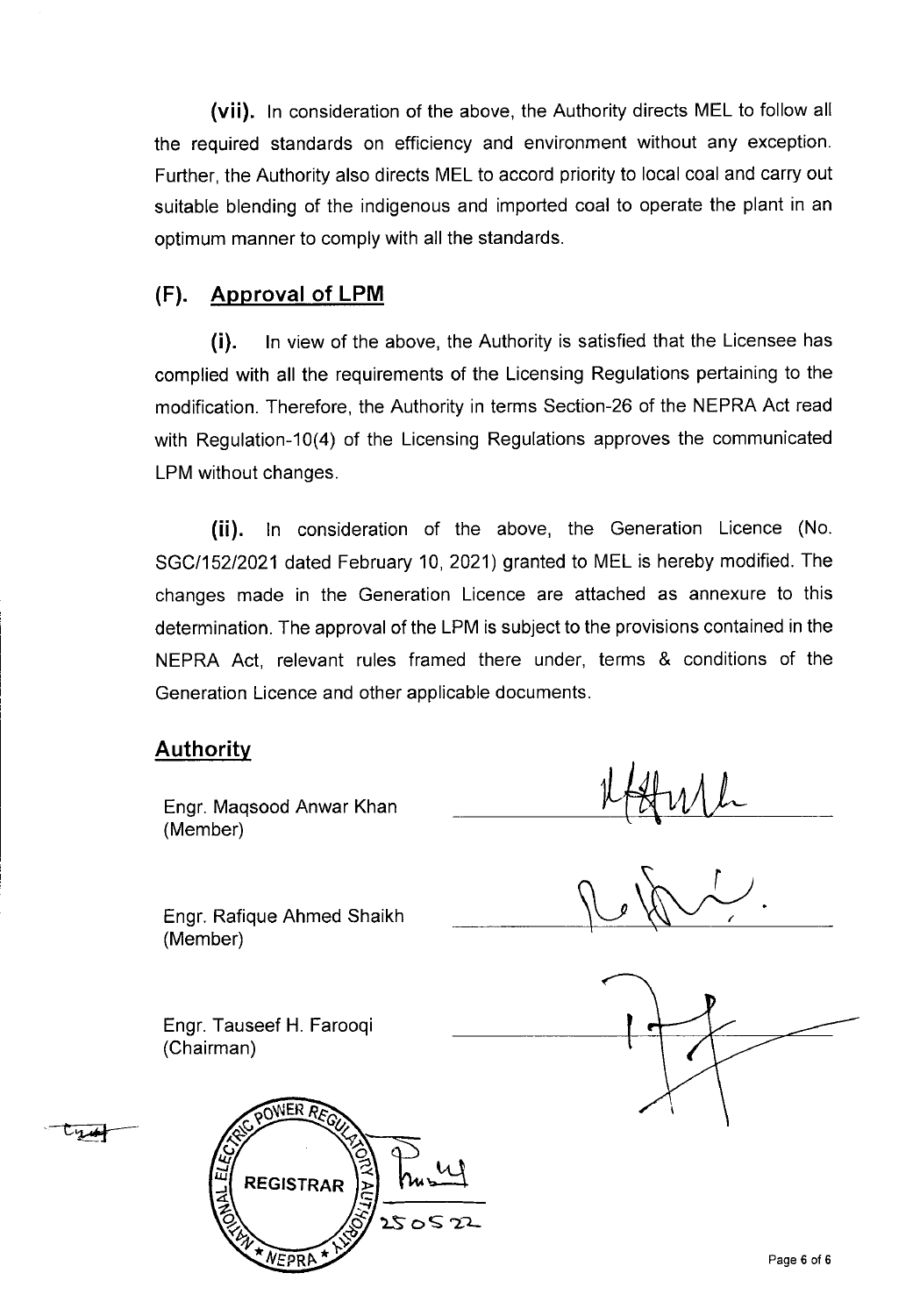**(vii).** In consideration of the above, the Authority directs MEL to follow all the required standards on efficiency and environment without any exception. Further, the Authority also directs MEL to accord priority to local coal and carry out suitable blending of the indigenous and imported coal to operate the plant in an optimum manner to comply with all the standards.

## (F). Approval of LPM

**(i).** In view of the above, the Authority is satisfied that the Licensee has complied with all the requirements of the Licensing Regulations pertaining to the modification. Therefore, the Authority in terms Section-26 of the NEPRA Act read with Regulation-10(4) of the Licensing Regulations approves the communicated LPM without changes.

**(ii).** In consideration of the above, the Generation Licence (No. SGC/152/2021 dated February 10, 2021) granted to MEL is hereby modified. The changes made in the Generation Licence are attached as annexure to this determination. The approval of the LPM is subject to the provisions contained in the NEPRA Act, relevant rules framed there under, terms & conditions of the Generation Licence and other applicable documents.

## Authority

Engr. Maqsood Anwar Khan
(Member)

Engr. Rafique Ahmed Shaikh
(Member)

Engr. Tauseef H. Farooqi
(Chairman)

NATIONAL ELECTRIC POWER REGULATORY AUTHORITY
REGISTRAR
NEPRA

25 05 22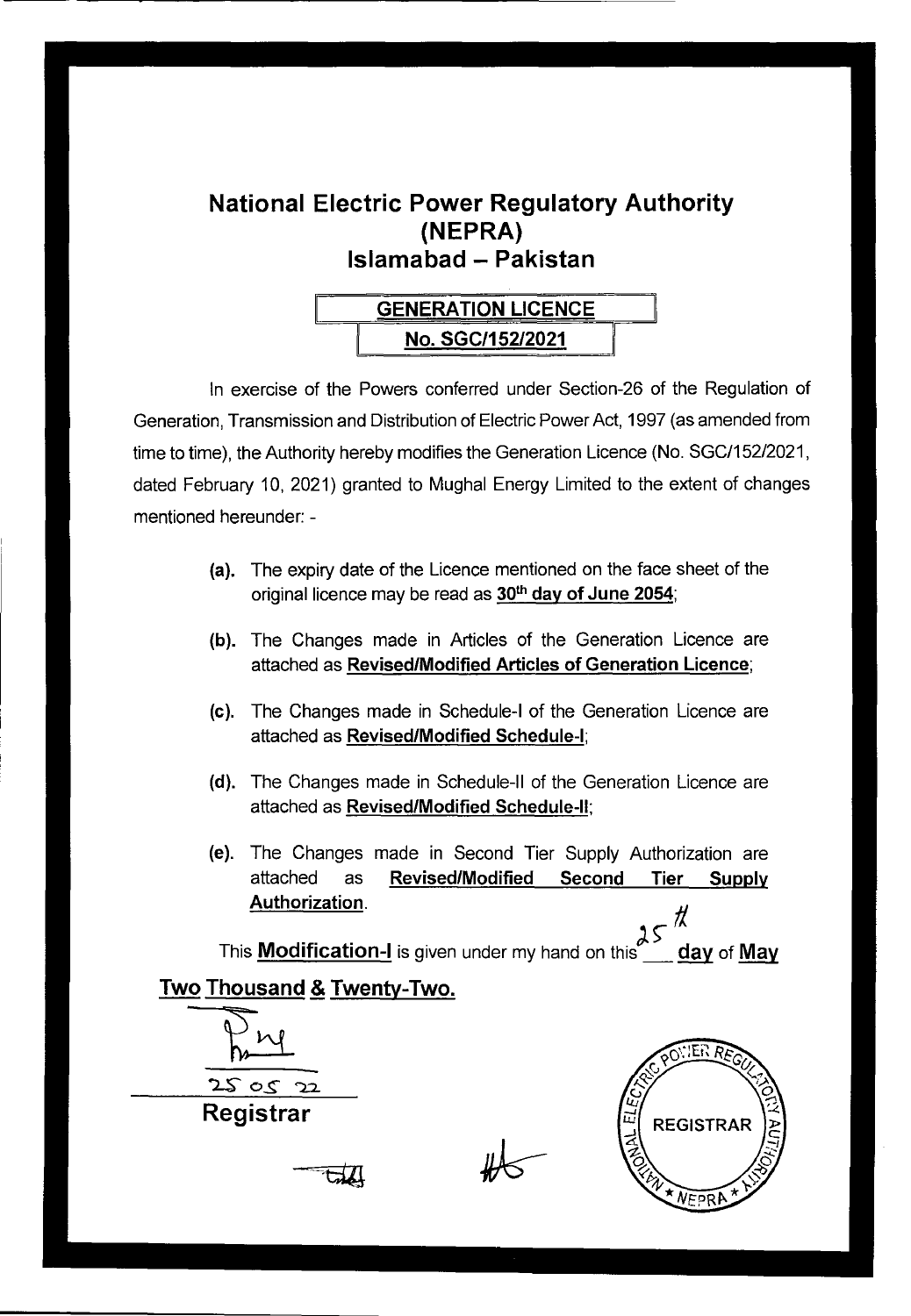# National Electric Power Regulatory Authority (NEPRA)

## Islamabad – Pakistan

### GENERATION LICENCE

### No. SGC/152/2021

In exercise of the Powers conferred under Section-26 of the Regulation of Generation, Transmission and Distribution of Electric Power Act, 1997 (as amended from time to time), the Authority hereby modifies the Generation Licence (No. SGC/152/2021, dated February 10, 2021) granted to Mughal Energy Limited to the extent of changes mentioned hereunder: -

**(a).** The expiry date of the Licence mentioned on the face sheet of the original licence may be read as **30th day of June 2054**;

**(b).** The Changes made in Articles of the Generation Licence are attached as **Revised/Modified Articles of Generation Licence**;

**(c).** The Changes made in Schedule-I of the Generation Licence are attached as **Revised/Modified Schedule-I**;

**(d).** The Changes made in Schedule-II of the Generation Licence are attached as **Revised/Modified Schedule-II**;

**(e).** The Changes made in Second Tier Supply Authorization are attached as **Revised/Modified Second Tier Supply Authorization**.

This **Modification-I** is given under my hand on this 25th **day** of **May Two Thousand & Twenty-Two.**

25 05 22

**Registrar**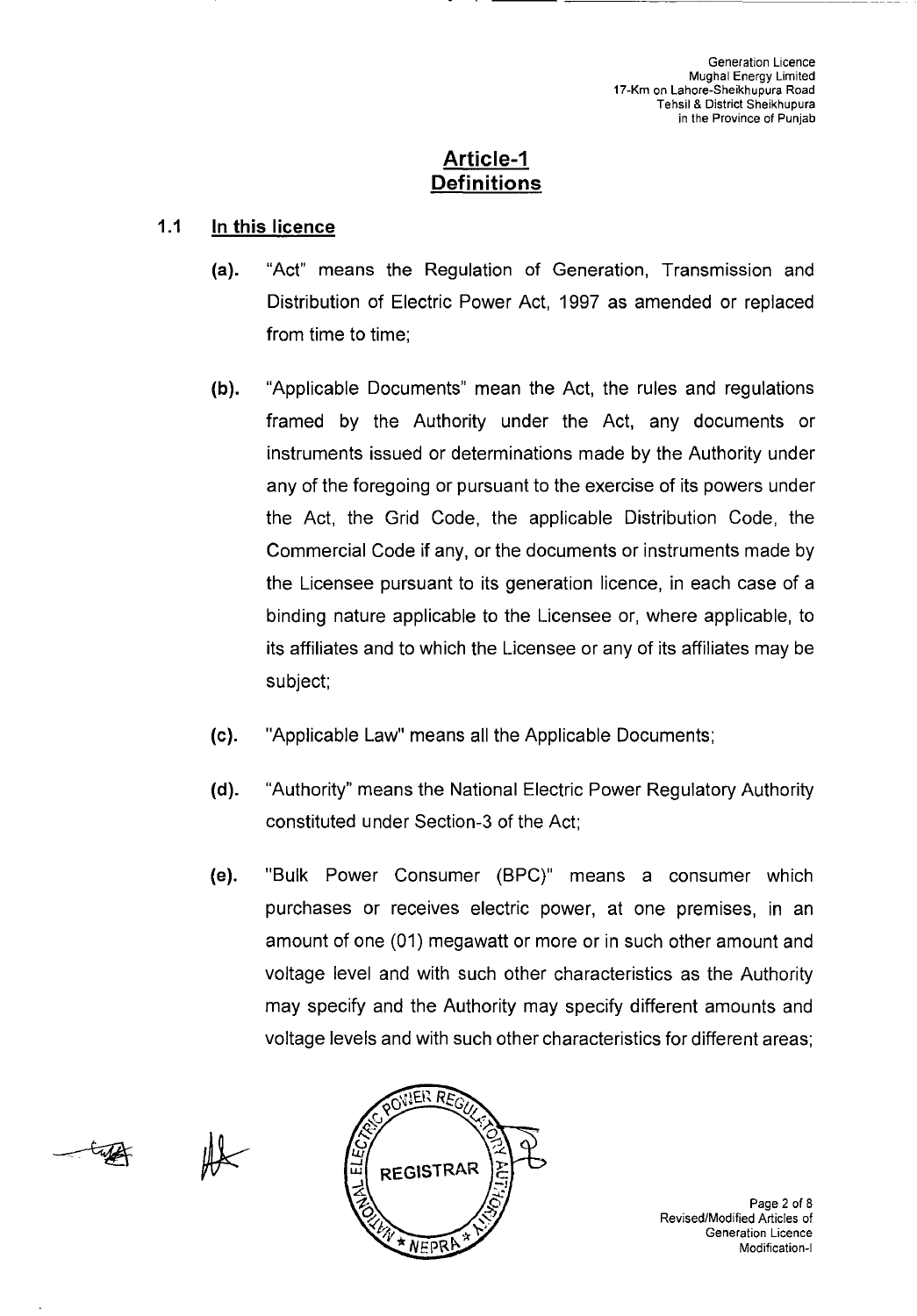## Article-1
## Definitions

**1.1 In this licence**

**(a).** "Act" means the Regulation of Generation, Transmission and Distribution of Electric Power Act, 1997 as amended or replaced from time to time;

**(b).** "Applicable Documents" mean the Act, the rules and regulations framed by the Authority under the Act, any documents or instruments issued or determinations made by the Authority under any of the foregoing or pursuant to the exercise of its powers under the Act, the Grid Code, the applicable Distribution Code, the Commercial Code if any, or the documents or instruments made by the Licensee pursuant to its generation licence, in each case of a binding nature applicable to the Licensee or, where applicable, to its affiliates and to which the Licensee or any of its affiliates may be subject;

**(c).** "Applicable Law" means all the Applicable Documents;

**(d).** "Authority" means the National Electric Power Regulatory Authority constituted under Section-3 of the Act;

**(e).** "Bulk Power Consumer (BPC)" means a consumer which purchases or receives electric power, at one premises, in an amount of one (01) megawatt or more or in such other amount and voltage level and with such other characteristics as the Authority may specify and the Authority may specify different amounts and voltage levels and with such other characteristics for different areas;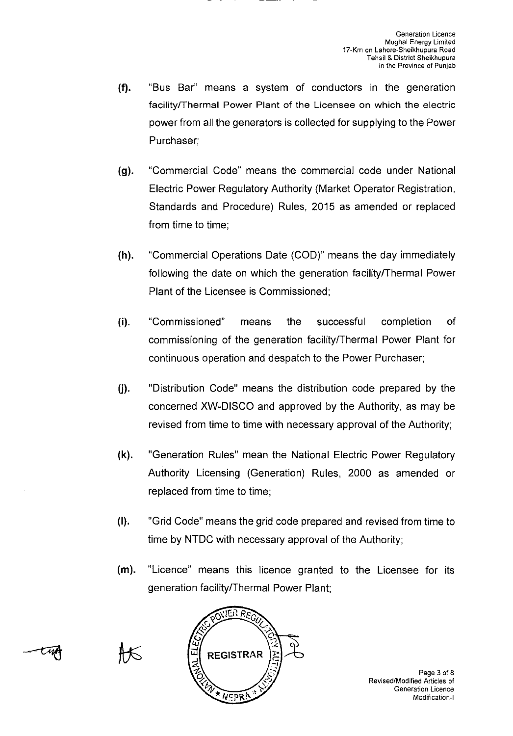(f). "Bus Bar" means a system of conductors in the generation facility/Thermal Power Plant of the Licensee on which the electric power from all the generators is collected for supplying to the Power Purchaser;

(g). "Commercial Code" means the commercial code under National Electric Power Regulatory Authority (Market Operator Registration, Standards and Procedure) Rules, 2015 as amended or replaced from time to time;

(h). "Commercial Operations Date (COD)" means the day immediately following the date on which the generation facility/Thermal Power Plant of the Licensee is Commissioned;

(i). "Commissioned" means the successful completion of commissioning of the generation facility/Thermal Power Plant for continuous operation and despatch to the Power Purchaser;

(j). "Distribution Code" means the distribution code prepared by the concerned XW-DISCO and approved by the Authority, as may be revised from time to time with necessary approval of the Authority;

(k). "Generation Rules" mean the National Electric Power Regulatory Authority Licensing (Generation) Rules, 2000 as amended or replaced from time to time;

(l). "Grid Code" means the grid code prepared and revised from time to time by NTDC with necessary approval of the Authority;

(m). "Licence" means this licence granted to the Licensee for its generation facility/Thermal Power Plant;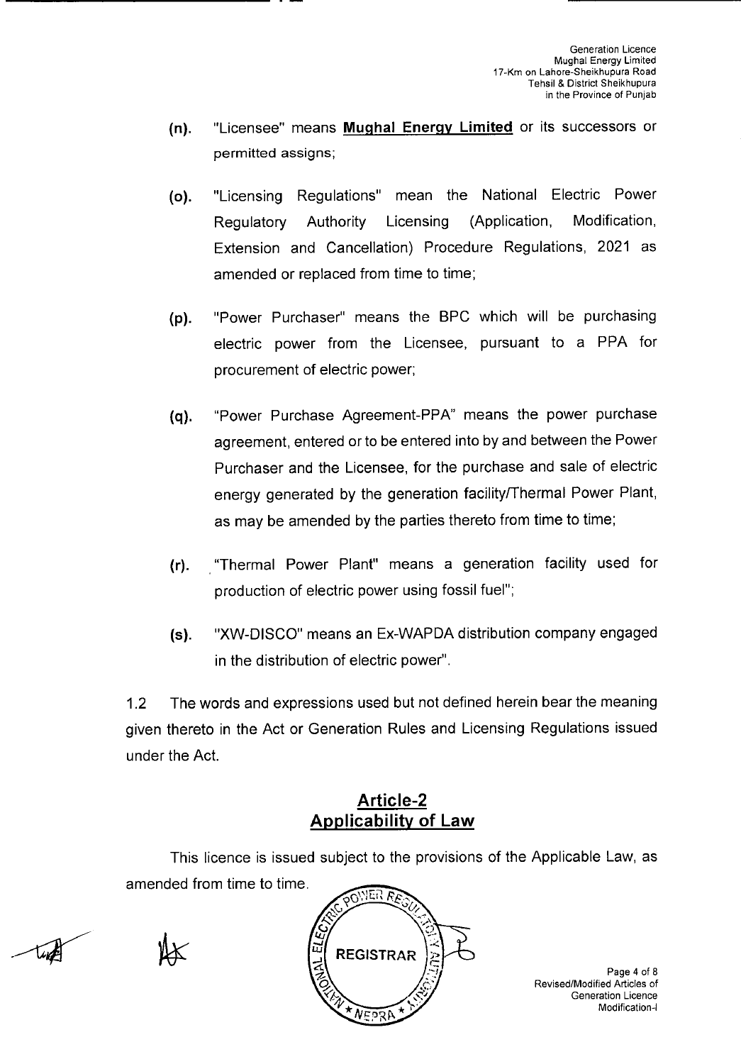(n). "Licensee" means **Mughal Energy Limited** or its successors or permitted assigns;

(o). "Licensing Regulations" mean the National Electric Power Regulatory Authority Licensing (Application, Modification, Extension and Cancellation) Procedure Regulations, 2021 as amended or replaced from time to time;

(p). "Power Purchaser" means the BPC which will be purchasing electric power from the Licensee, pursuant to a PPA for procurement of electric power;

(q). "Power Purchase Agreement-PPA" means the power purchase agreement, entered or to be entered into by and between the Power Purchaser and the Licensee, for the purchase and sale of electric energy generated by the generation facility/Thermal Power Plant, as may be amended by the parties thereto from time to time;

(r). "Thermal Power Plant" means a generation facility used for production of electric power using fossil fuel";

(s). "XW-DISCO" means an Ex-WAPDA distribution company engaged in the distribution of electric power".

1.2 The words and expressions used but not defined herein bear the meaning given thereto in the Act or Generation Rules and Licensing Regulations issued under the Act.

## Article-2
## Applicability of Law

This licence is issued subject to the provisions of the Applicable Law, as amended from time to time.

REGISTRAR

Revised/Modified Articles of Generation Licence Modification-I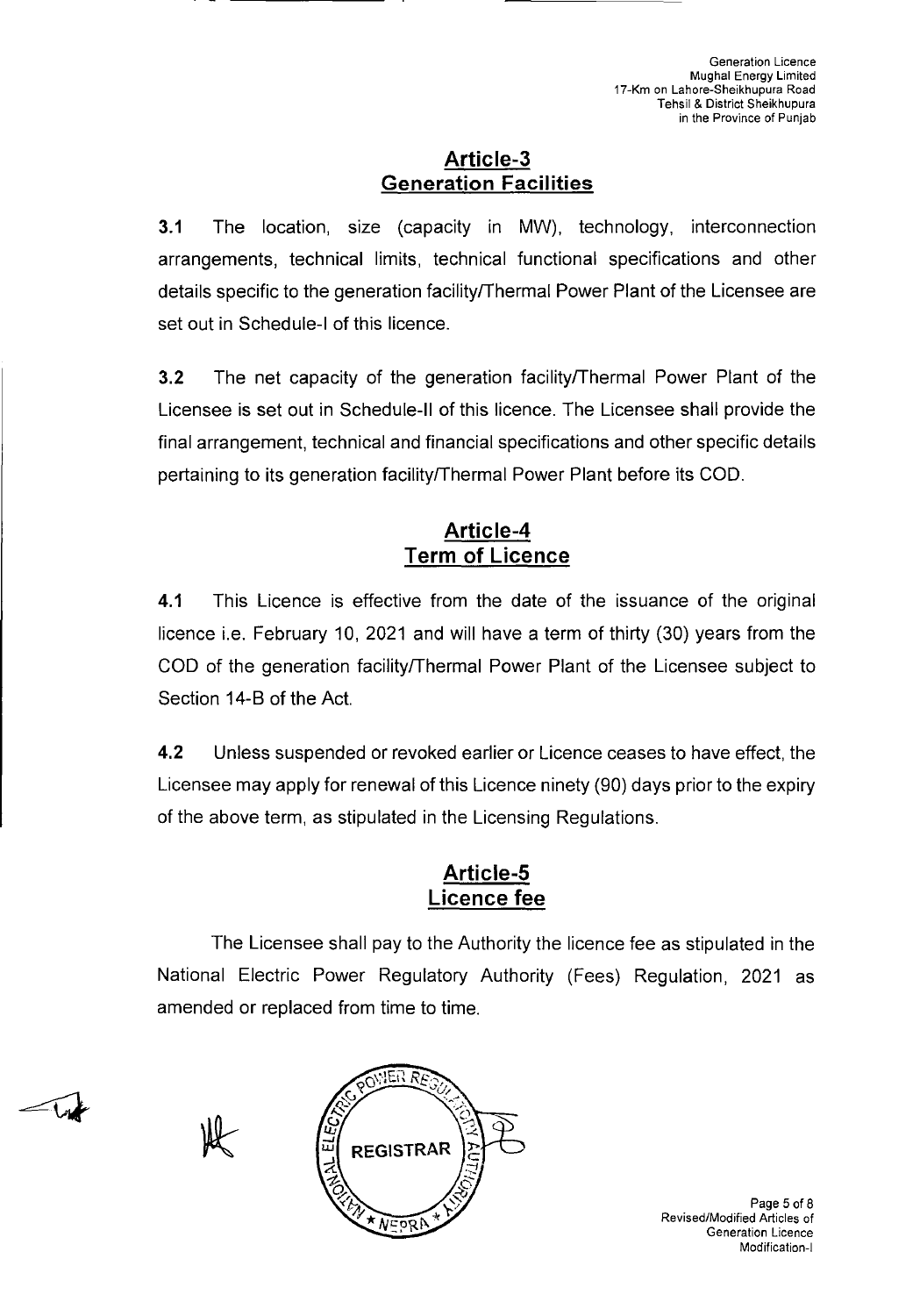## Article-3
## Generation Facilities

**3.1** The location, size (capacity in MW), technology, interconnection arrangements, technical limits, technical functional specifications and other details specific to the generation facility/Thermal Power Plant of the Licensee are set out in Schedule-I of this licence.

**3.2** The net capacity of the generation facility/Thermal Power Plant of the Licensee is set out in Schedule-II of this licence. The Licensee shall provide the final arrangement, technical and financial specifications and other specific details pertaining to its generation facility/Thermal Power Plant before its COD.

## Article-4
## Term of Licence

**4.1** This Licence is effective from the date of the issuance of the original licence i.e. February 10, 2021 and will have a term of thirty (30) years from the COD of the generation facility/Thermal Power Plant of the Licensee subject to Section 14-B of the Act.

**4.2** Unless suspended or revoked earlier or Licence ceases to have effect, the Licensee may apply for renewal of this Licence ninety (90) days prior to the expiry of the above term, as stipulated in the Licensing Regulations.

## Article-5
## Licence fee

The Licensee shall pay to the Authority the licence fee as stipulated in the National Electric Power Regulatory Authority (Fees) Regulation, 2021 as amended or replaced from time to time.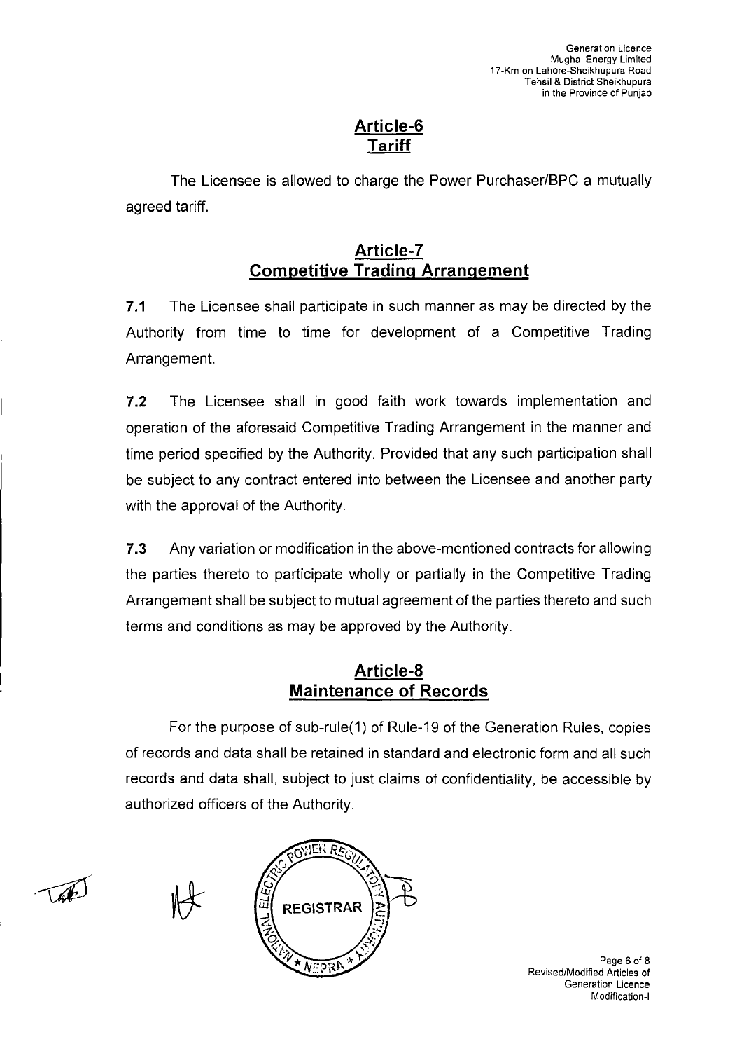## Article-6
## Tariff

The Licensee is allowed to charge the Power Purchaser/BPC a mutually agreed tariff.

## Article-7
## Competitive Trading Arrangement

**7.1** The Licensee shall participate in such manner as may be directed by the Authority from time to time for development of a Competitive Trading Arrangement.

**7.2** The Licensee shall in good faith work towards implementation and operation of the aforesaid Competitive Trading Arrangement in the manner and time period specified by the Authority. Provided that any such participation shall be subject to any contract entered into between the Licensee and another party with the approval of the Authority.

**7.3** Any variation or modification in the above-mentioned contracts for allowing the parties thereto to participate wholly or partially in the Competitive Trading Arrangement shall be subject to mutual agreement of the parties thereto and such terms and conditions as may be approved by the Authority.

## Article-8
## Maintenance of Records

For the purpose of sub-rule(1) of Rule-19 of the Generation Rules, copies of records and data shall be retained in standard and electronic form and all such records and data shall, subject to just claims of confidentiality, be accessible by authorized officers of the Authority.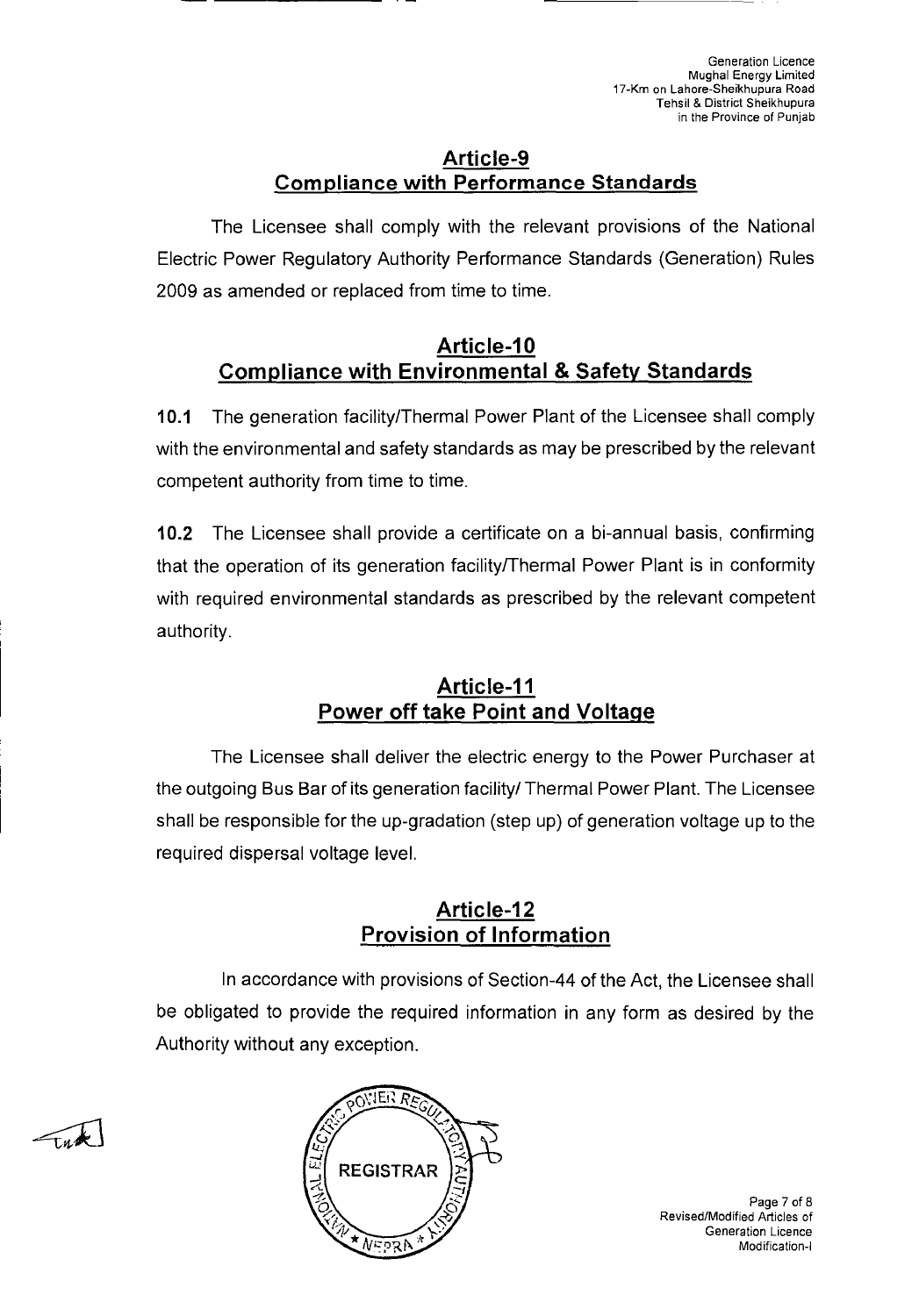## Article-9
## Compliance with Performance Standards

The Licensee shall comply with the relevant provisions of the National Electric Power Regulatory Authority Performance Standards (Generation) Rules 2009 as amended or replaced from time to time.

## Article-10
## Compliance with Environmental & Safety Standards

**10.1** The generation facility/Thermal Power Plant of the Licensee shall comply with the environmental and safety standards as may be prescribed by the relevant competent authority from time to time.

**10.2** The Licensee shall provide a certificate on a bi-annual basis, confirming that the operation of its generation facility/Thermal Power Plant is in conformity with required environmental standards as prescribed by the relevant competent authority.

## Article-11
## Power off take Point and Voltage

The Licensee shall deliver the electric energy to the Power Purchaser at the outgoing Bus Bar of its generation facility/ Thermal Power Plant. The Licensee shall be responsible for the up-gradation (step up) of generation voltage up to the required dispersal voltage level.

## Article-12
## Provision of Information

In accordance with provisions of Section-44 of the Act, the Licensee shall be obligated to provide the required information in any form as desired by the Authority without any exception.

REGISTRAR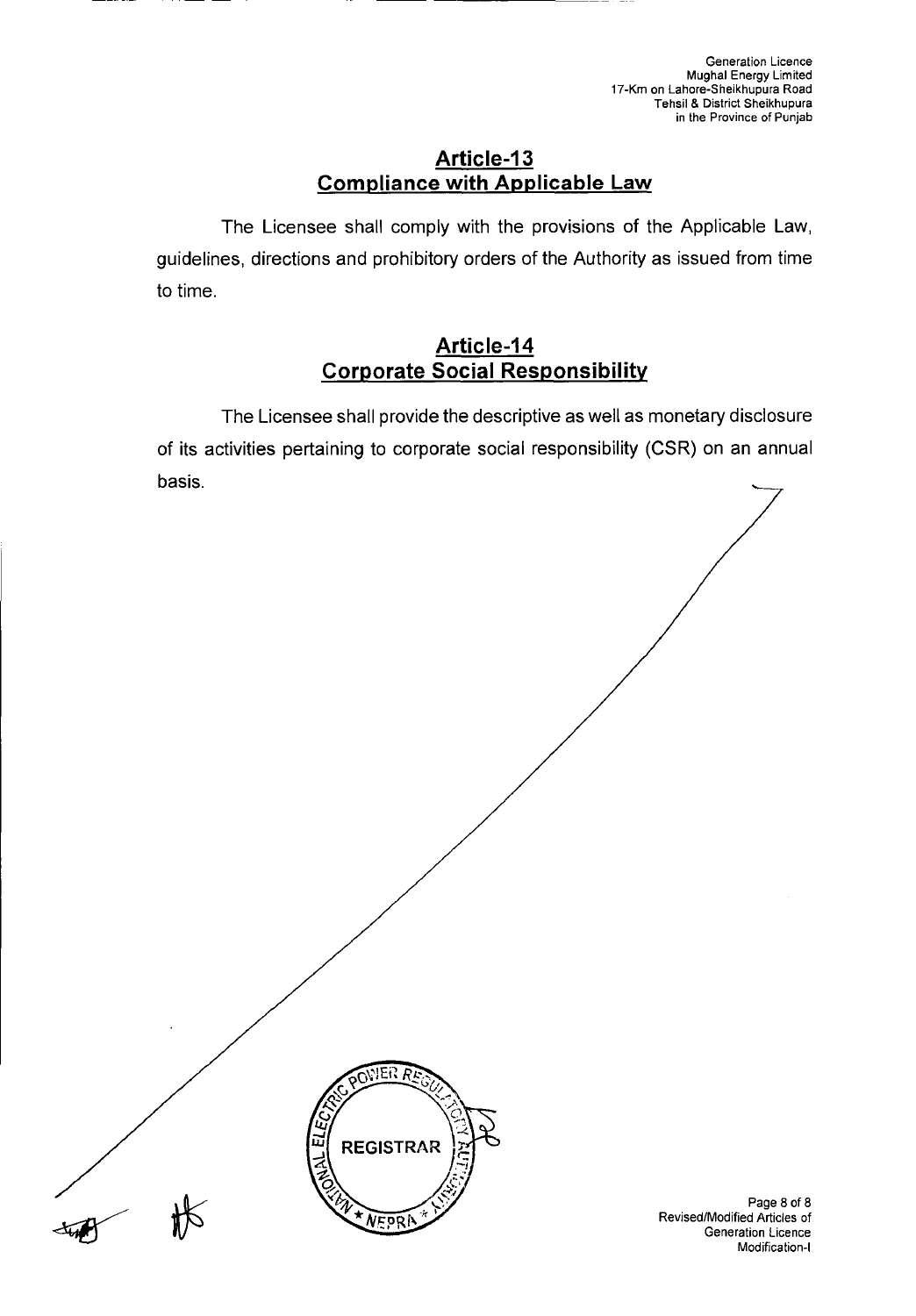## Article-13
## Compliance with Applicable Law

The Licensee shall comply with the provisions of the Applicable Law, guidelines, directions and prohibitory orders of the Authority as issued from time to time.

## Article-14
## Corporate Social Responsibility

The Licensee shall provide the descriptive as well as monetary disclosure of its activities pertaining to corporate social responsibility (CSR) on an annual basis.

NATIONAL ELECTRIC POWER REGULATORY AUTHORITY
REGISTRAR
NEPRA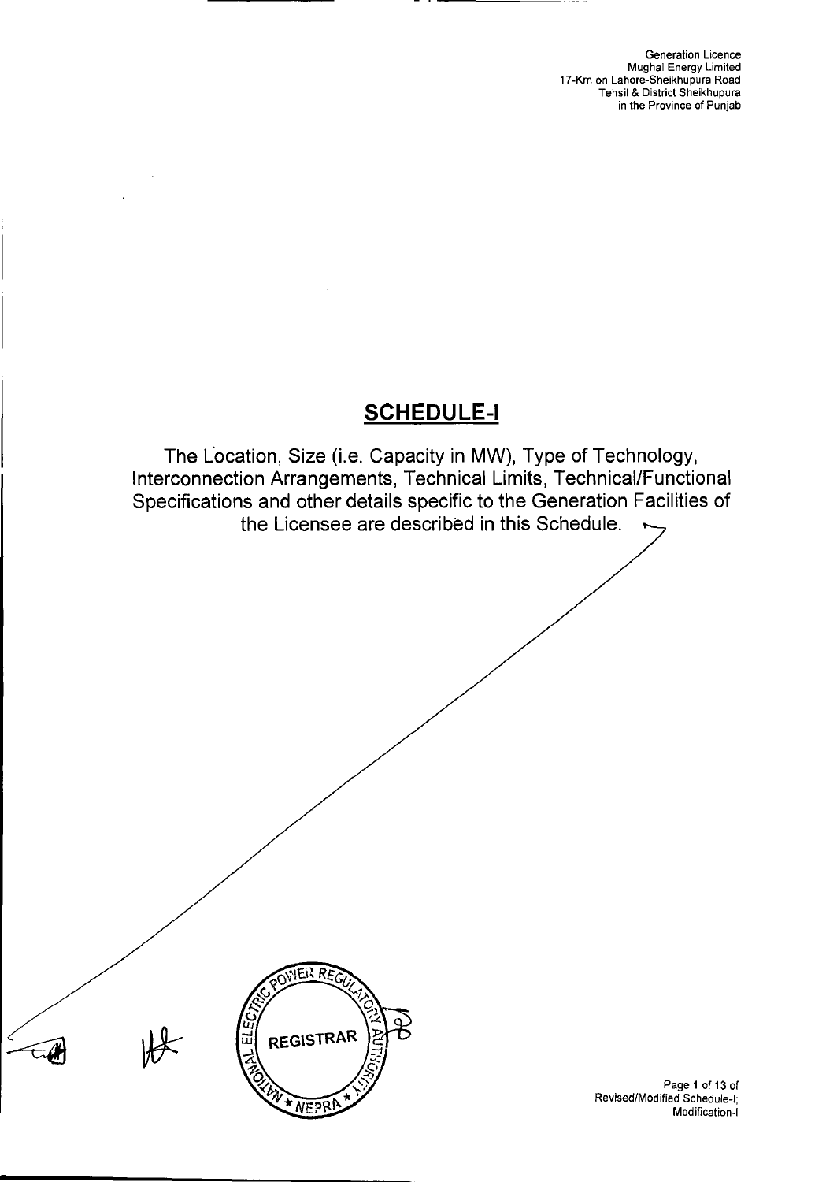# SCHEDULE-I

The Location, Size (i.e. Capacity in MW), Type of Technology, Interconnection Arrangements, Technical Limits, Technical/Functional Specifications and other details specific to the Generation Facilities of the Licensee are described in this Schedule.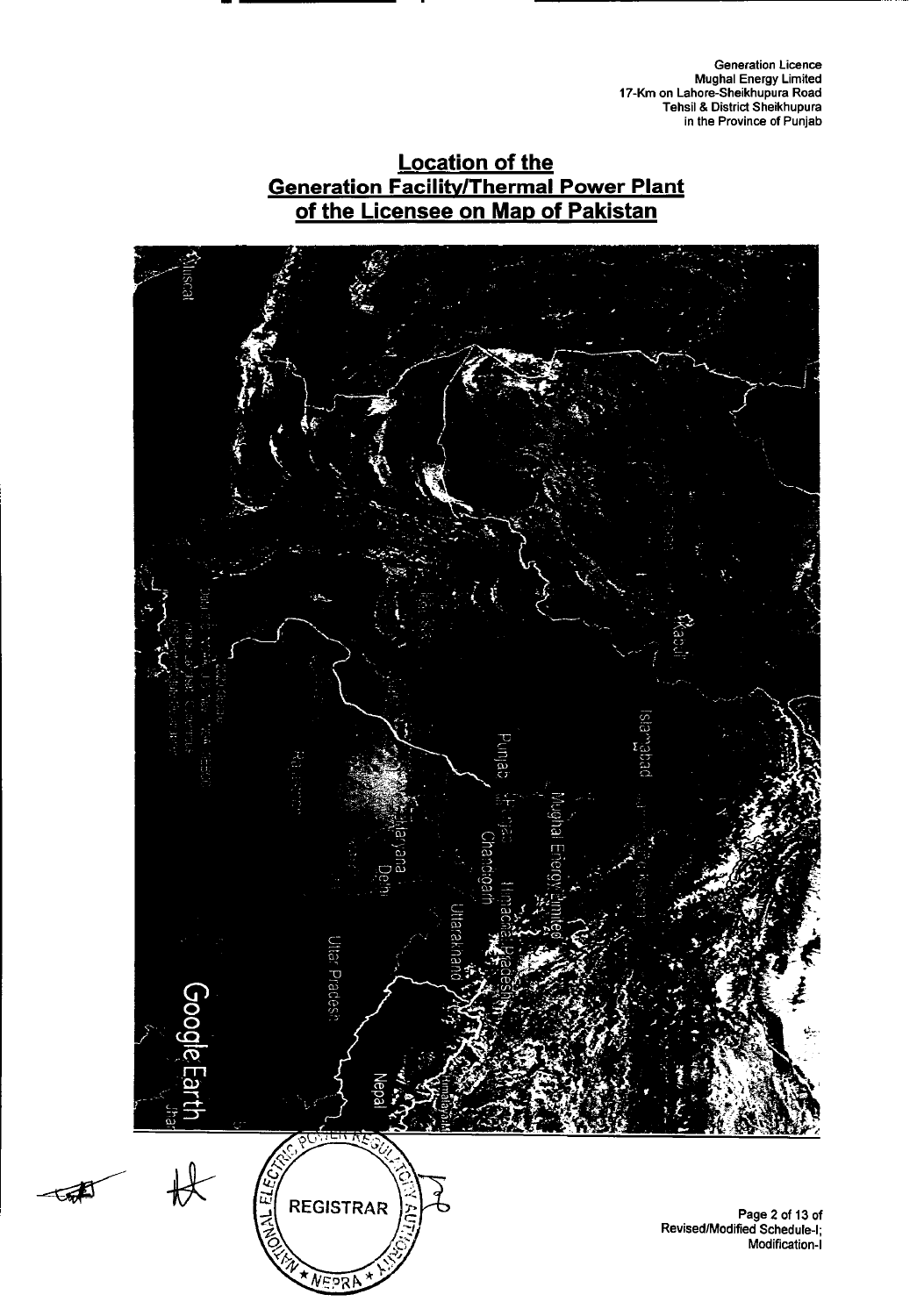Generation Licence
Mughal Energy Limited
17-Km on Lahore-Sheikhupura Road
Tehsil & District Sheikhupura
in the Province of Punjab

## Location of the Generation Facility/Thermal Power Plant of the Licensee on Map of Pakistan

REGISTRAR

NATIONAL ELECTRIC POWER REGULATORY AUTHORITY

NEPRA

Page 2 of 13 of
Revised/Modified Schedule-I;
Modification-I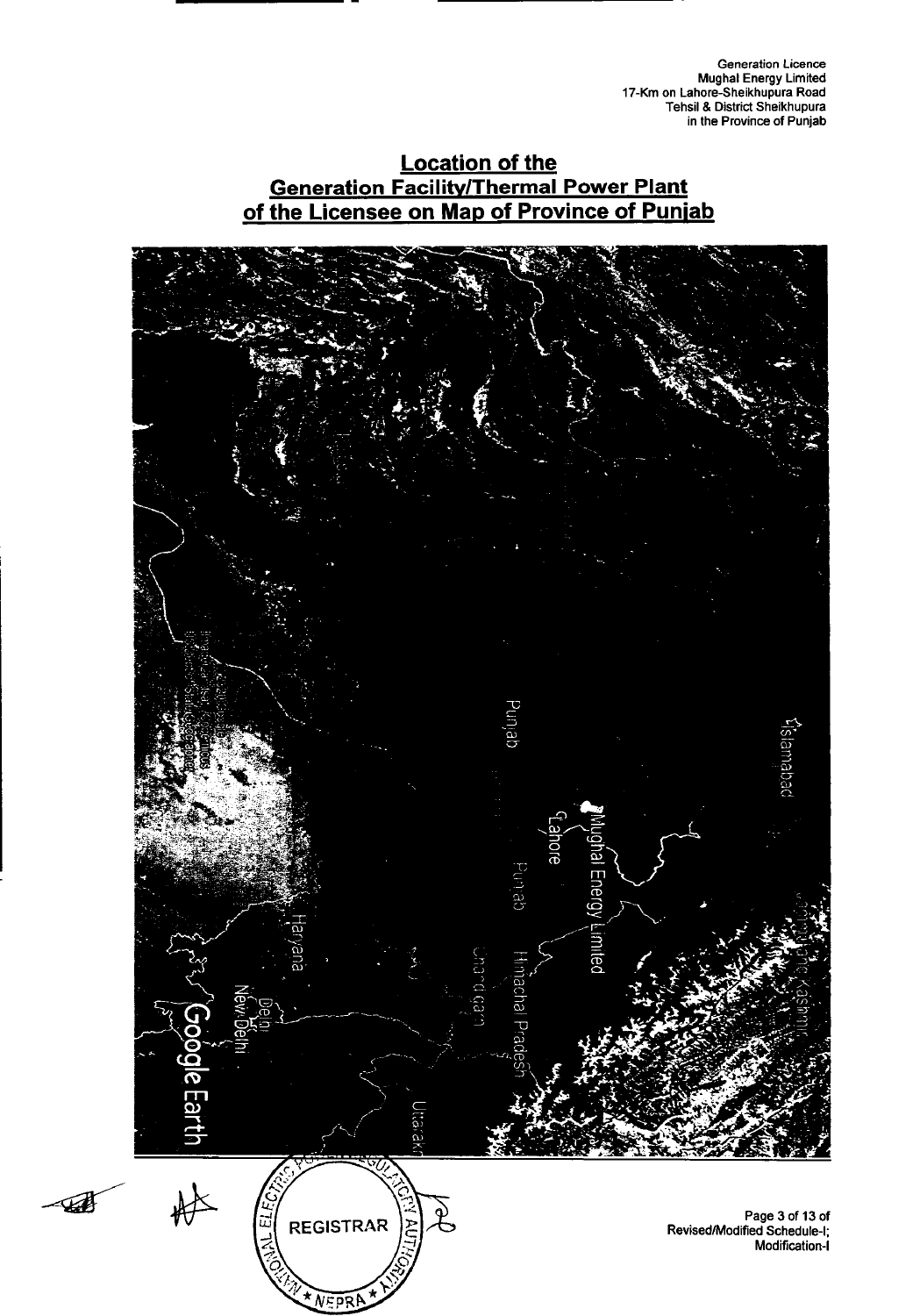## Location of the Generation Facility/Thermal Power Plant of the Licensee on Map of Province of Punjab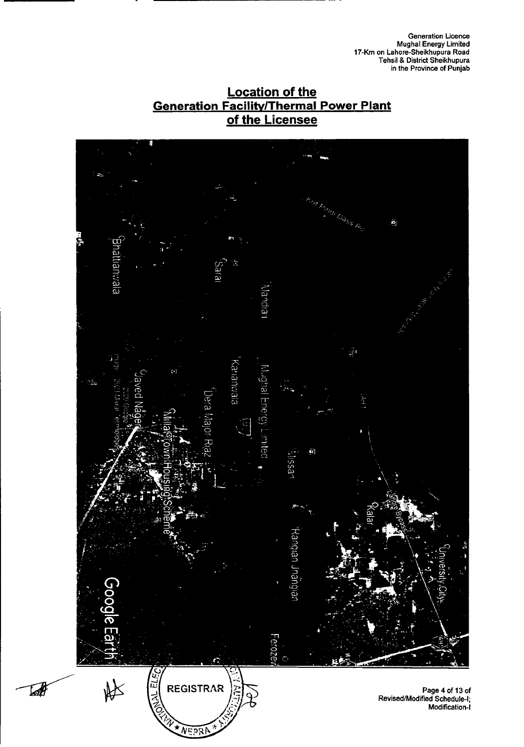## Location of the Generation Facility/Thermal Power Plant of the Licensee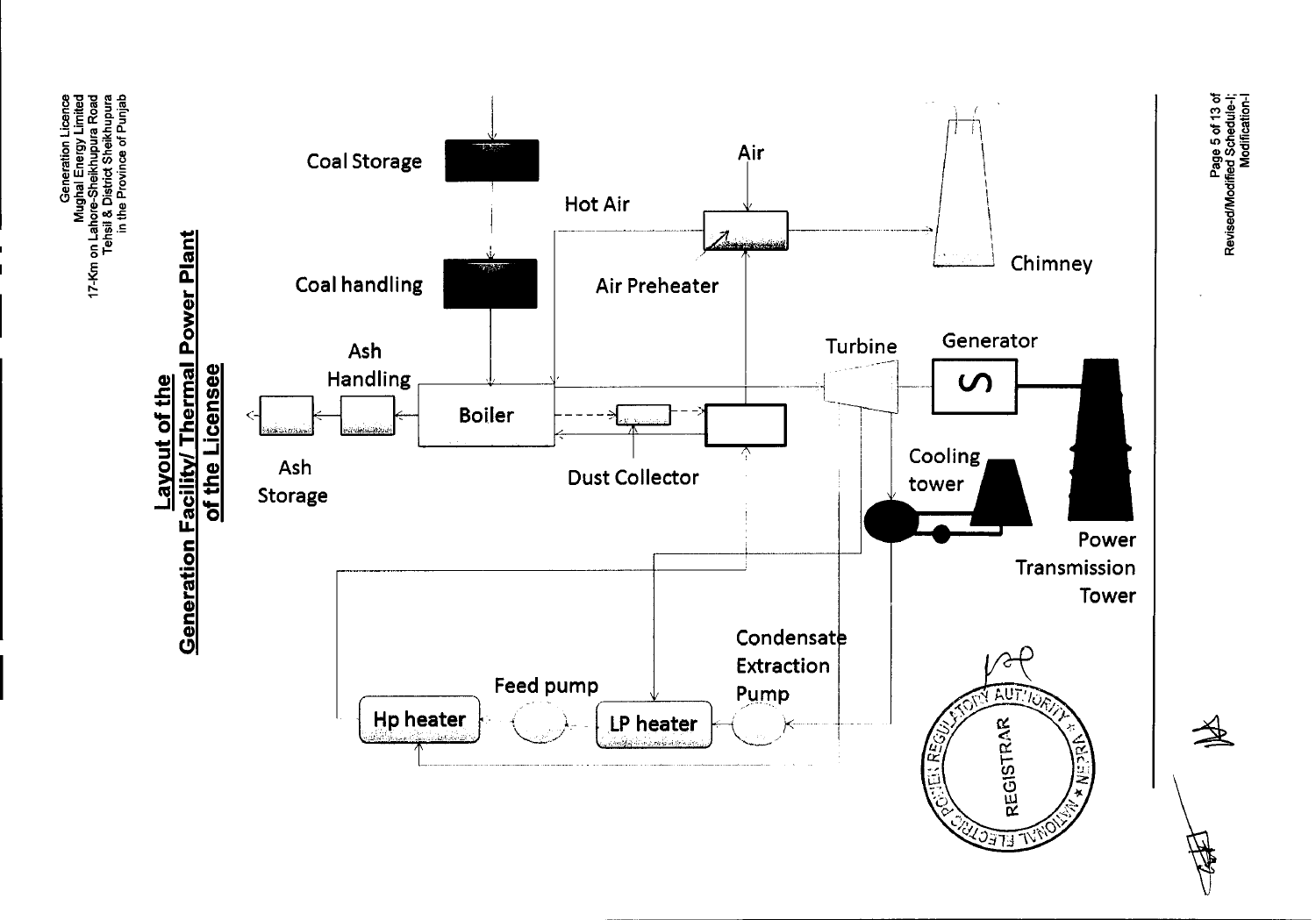# Layout of the Generation Facility/ Thermal Power Plant of the Licensee

Coal Storage

Coal handling

Air

Hot Air

Air Preheater

Chimney

Ash Handling

Ash Storage

Boiler

Dust Collector

Turbine

Generator

Cooling tower

Power Transmission Tower

Condensate Extraction Pump

Feed pump

Hp heater

LP heater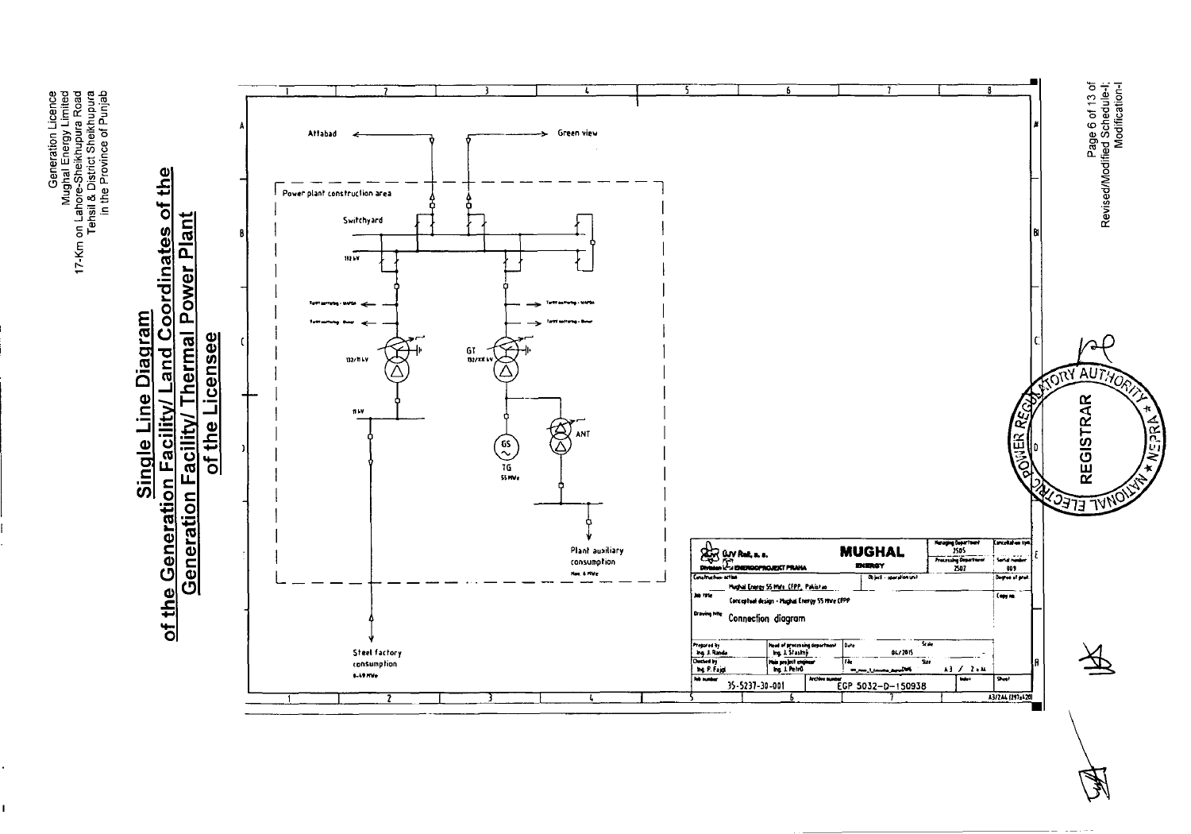Generation Licence
Mughal Energy Limited
17-Km on Lahore-Sheikhupura Road
Tehsil & District Sheikhupura
in the Province of Punjab

# Single Line Diagram of the Generation Facility/ Land Coordinates of the Generation Facility/ Thermal Power Plant of the Licensee

Attabad

Green view

Power plant construction area

Switchyard

132 kV

Tariff metering - WAPDA

Tariff metering - Owner

132/11 kV

GT 132/XX kV

11 kV

GS

TG 55 MWe

ANT

Plant auxiliary consumption Max. 6 MWe

Steel factory consumption 0-49 MWe

| ČKV Rail, a. s. Division ENERGOPROJEKT PRAHA | MUGHAL ENERGY | Managing Department 2505 | Cancellation sym. |
|---|---|---|---|
| | | Processing Department 2507 | Serial number 009 |
| Construction action: Mughal Energy 55 MWe CFPP, Pakistan | Object - operation unit | | Degree of prot. |
| Job title: Conceptual design - Mughal Energy 55 MWe CFPP | | | Copy no. |
| Drawing title: Connection diagram | | | |
| Prepared by Ing. J. Randa | Head of processing department Ing. J. Stastny | Date 04/2015 | Scale - |
| Checked by Ing. P. Fajgl | Main project engineer Ing. J. Petrů | File | Size A3 / 2 x A4 |
| Job number 35-5237-30-001 | Archive number EGP 5032-D-150938 | Index | Sheet |

A3/2A4 (297x420)

REGISTRAR
NATIONAL ELECTRIC POWER REGULATORY AUTHORITY ★ NEPRA ★

Revised/Modified Schedule-I; Modification-I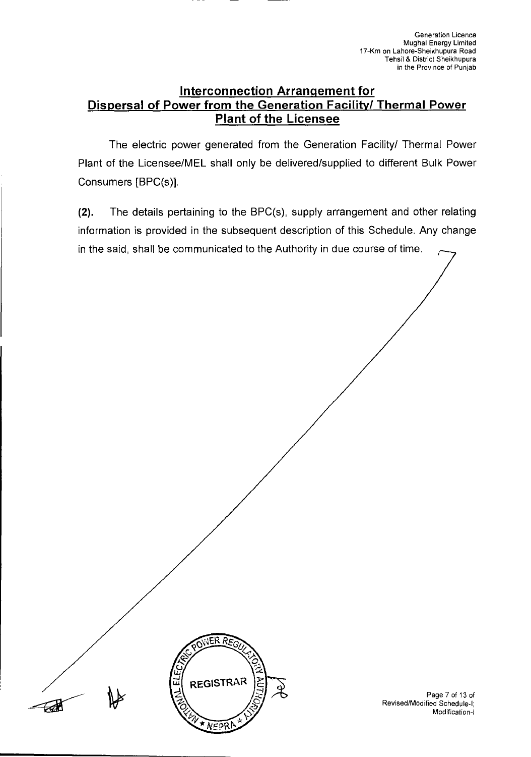## Interconnection Arrangement for Dispersal of Power from the Generation Facility/ Thermal Power Plant of the Licensee

The electric power generated from the Generation Facility/ Thermal Power Plant of the Licensee/MEL shall only be delivered/supplied to different Bulk Power Consumers [BPC(s)].

**(2).** The details pertaining to the BPC(s), supply arrangement and other relating information is provided in the subsequent description of this Schedule. Any change in the said, shall be communicated to the Authority in due course of time.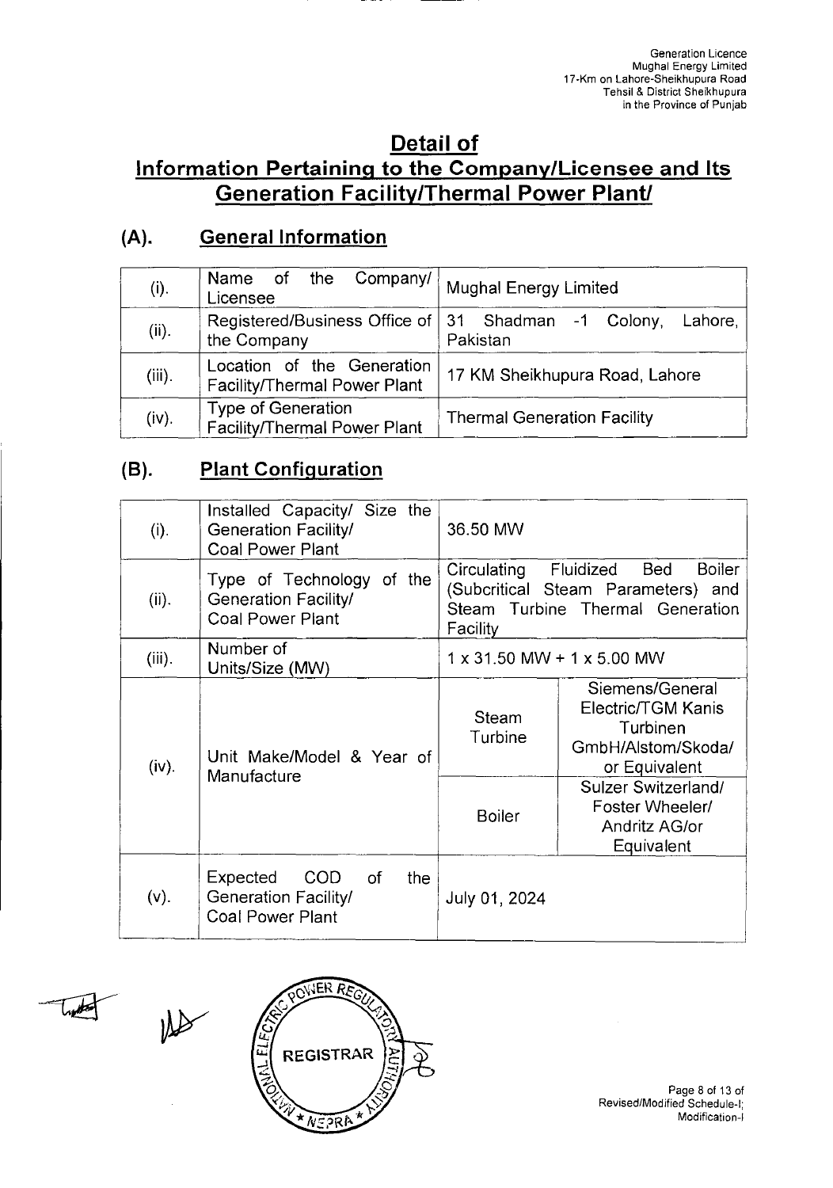# Detail of Information Pertaining to the Company/Licensee and Its Generation Facility/Thermal Power Plant/

## (A). General Information

| | | |
|---|---|---|
| (i). | Name of the Company/ Licensee | Mughal Energy Limited |
| (ii). | Registered/Business Office of the Company | 31 Shadman -1 Colony, Lahore, Pakistan |
| (iii). | Location of the Generation Facility/Thermal Power Plant | 17 KM Sheikhupura Road, Lahore |
| (iv). | Type of Generation Facility/Thermal Power Plant | Thermal Generation Facility |

## (B). Plant Configuration

| | | | |
|---|---|---|---|
| (i). | Installed Capacity/ Size the Generation Facility/ Coal Power Plant | 36.50 MW | |
| (ii). | Type of Technology of the Generation Facility/ Coal Power Plant | Circulating Fluidized Bed Boiler (Subcritical Steam Parameters) and Steam Turbine Thermal Generation Facility | |
| (iii). | Number of Units/Size (MW) | 1 x 31.50 MW + 1 x 5.00 MW | |
| (iv). | Unit Make/Model & Year of Manufacture | Steam Turbine | Siemens/General Electric/TGM Kanis Turbinen GmbH/Alstom/Skoda/ or Equivalent |
| | | Boiler | Sulzer Switzerland/ Foster Wheeler/ Andritz AG/or Equivalent |
| (v). | Expected COD of the Generation Facility/ Coal Power Plant | July 01, 2024 | |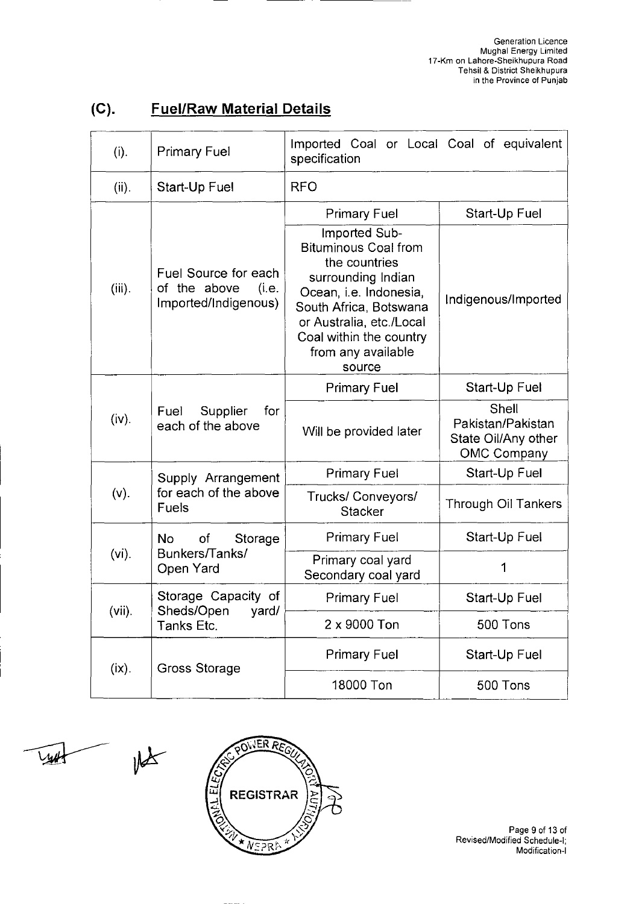## (C). Fuel/Raw Material Details

| | | | |
|---|---|---|---|
| (i). | Primary Fuel | Imported Coal or Local Coal of equivalent specification | |
| (ii). | Start-Up Fuel | RFO | |
| (iii). | Fuel Source for each of the above (i.e. Imported/Indigenous) | Primary Fuel | Start-Up Fuel |
| | | Imported Sub-Bituminous Coal from the countries surrounding Indian Ocean, i.e. Indonesia, South Africa, Botswana or Australia, etc./Local Coal within the country from any available source | Indigenous/Imported |
| (iv). | Fuel Supplier for each of the above | Primary Fuel | Start-Up Fuel |
| | | Will be provided later | Shell Pakistan/Pakistan State Oil/Any other OMC Company |
| (v). | Supply Arrangement for each of the above Fuels | Primary Fuel | Start-Up Fuel |
| | | Trucks/ Conveyors/ Stacker | Through Oil Tankers |
| (vi). | No of Storage Bunkers/Tanks/ Open Yard | Primary Fuel | Start-Up Fuel |
| | | Primary coal yard Secondary coal yard | 1 |
| (vii). | Storage Capacity of Sheds/Open yard/ Tanks Etc. | Primary Fuel | Start-Up Fuel |
| | | 2 x 9000 Ton | 500 Tons |
| (ix). | Gross Storage | Primary Fuel | Start-Up Fuel |
| | | 18000 Ton | 500 Tons |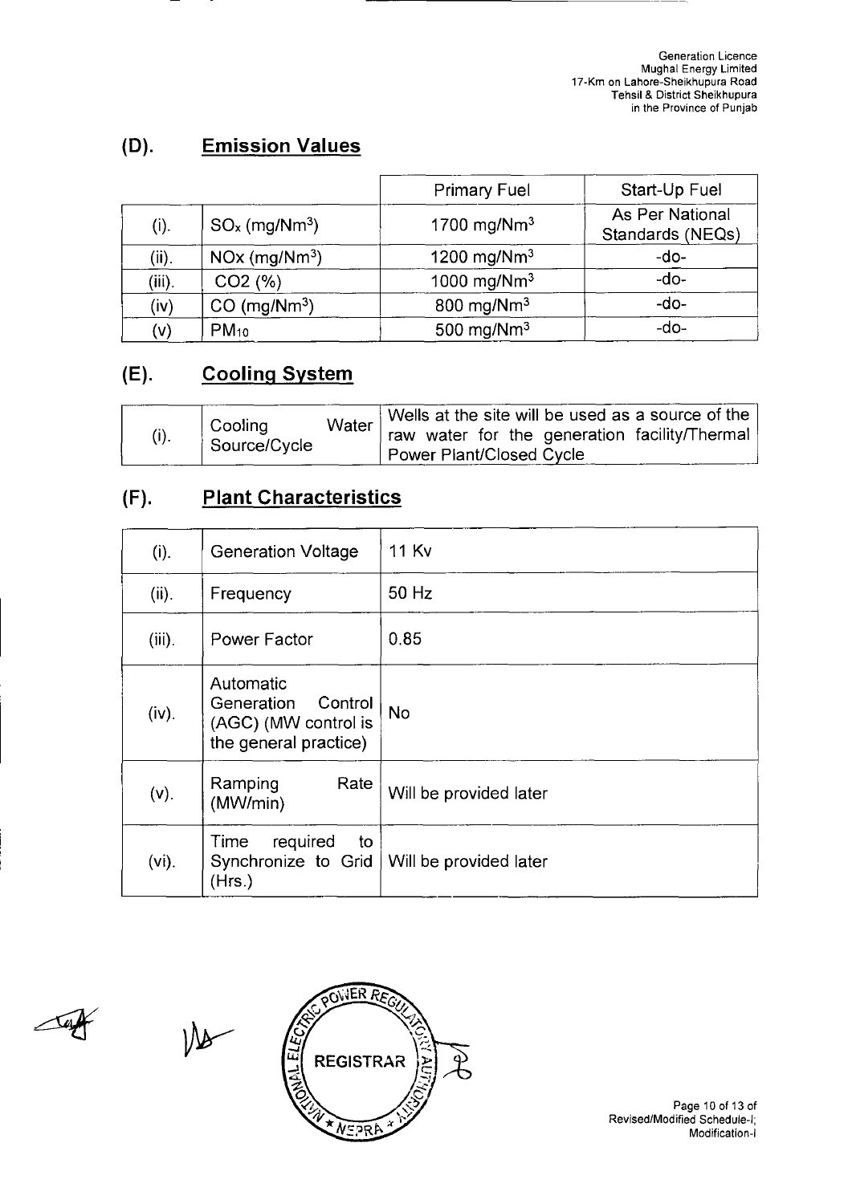## (D). Emission Values

| | | Primary Fuel | Start-Up Fuel |
|---|---|---|---|
| (i). | $SO_x$ ($mg/Nm^3$) | 1700 $mg/Nm^3$ | As Per National Standards (NEQs) |
| (ii). | NOx ($mg/Nm^3$) | 1200 $mg/Nm^3$ | -do- |
| (iii). | CO2 (%) | 1000 $mg/Nm^3$ | -do- |
| (iv) | CO ($mg/Nm^3$) | 800 $mg/Nm^3$ | -do- |
| (v) | $PM_{10}$ | 500 $mg/Nm^3$ | -do- |

## (E). Cooling System

| | | |
|---|---|---|
| (i). | Cooling Water Source/Cycle | Wells at the site will be used as a source of the raw water for the generation facility/Thermal Power Plant/Closed Cycle |

## (F). Plant Characteristics

| | | |
|---|---|---|
| (i). | Generation Voltage | 11 Kv |
| (ii). | Frequency | 50 Hz |
| (iii). | Power Factor | 0.85 |
| (iv). | Automatic Generation Control (AGC) (MW control is the general practice) | No |
| (v). | Ramping Rate (MW/min) | Will be provided later |
| (vi). | Time required to Synchronize to Grid (Hrs.) | Will be provided later |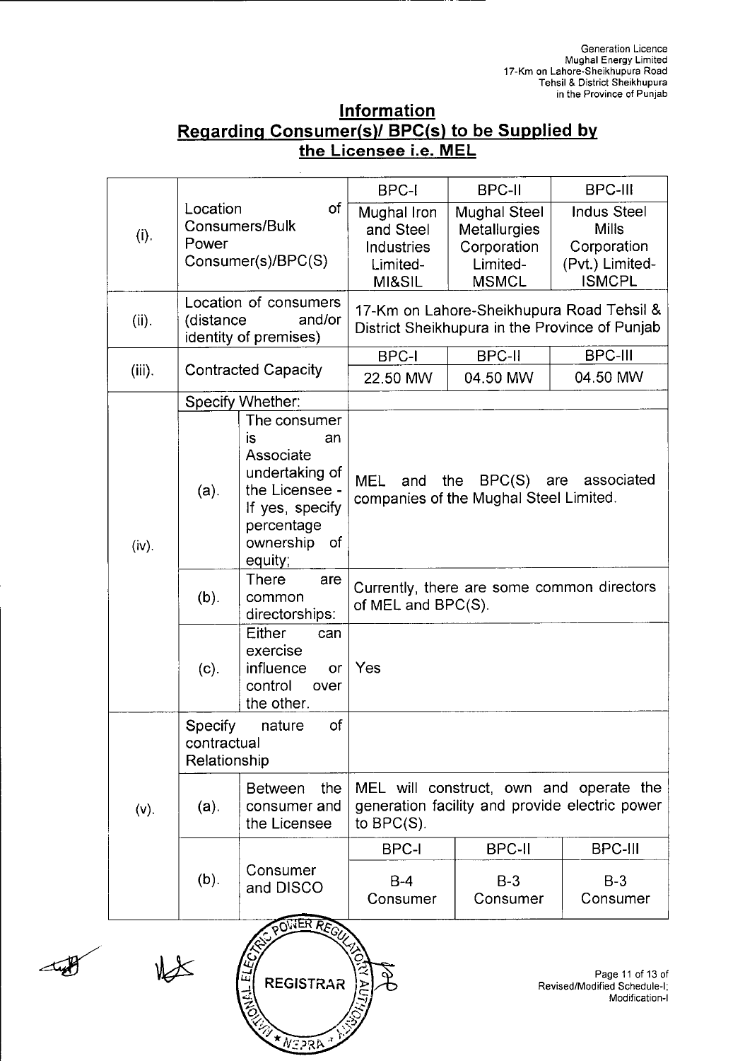## Information
## Regarding Consumer(s)/ BPC(s) to be Supplied by the Licensee i.e. MEL

| | | | BPC-I | BPC-II | BPC-III |
|---|---|---|---|---|---|
| (i). | Location of Consumers/Bulk Power Consumer(s)/BPC(S) | | Mughal Iron and Steel Industries Limited-MI&SIL | Mughal Steel Metallurgies Corporation Limited-MSMCL | Indus Steel Mills Corporation (Pvt.) Limited-ISMCPL |
| (ii). | Location of consumers (distance and/or identity of premises) | | 17-Km on Lahore-Sheikhupura Road Tehsil & District Sheikhupura in the Province of Punjab | | |
| (iii). | Contracted Capacity | | BPC-I | BPC-II | BPC-III |
| | | | 22.50 MW | 04.50 MW | 04.50 MW |
| (iv). | Specify Whether: | | | | |
| | (a). | The consumer is an Associate undertaking of the Licensee - If yes, specify percentage ownership of equity; | MEL and the BPC(S) are associated companies of the Mughal Steel Limited. | | |
| | (b). | There are common directorships: | Currently, there are some common directors of MEL and BPC(S). | | |
| | (c). | Either can exercise influence or control over the other. | Yes | | |
| (v). | Specify nature of contractual Relationship | | | | |
| | (a). | Between the consumer and the Licensee | MEL will construct, own and operate the generation facility and provide electric power to BPC(S). | | |
| | (b). | Consumer and DISCO | BPC-I | BPC-II | BPC-III |
| | | | B-4 Consumer | B-3 Consumer | B-3 Consumer |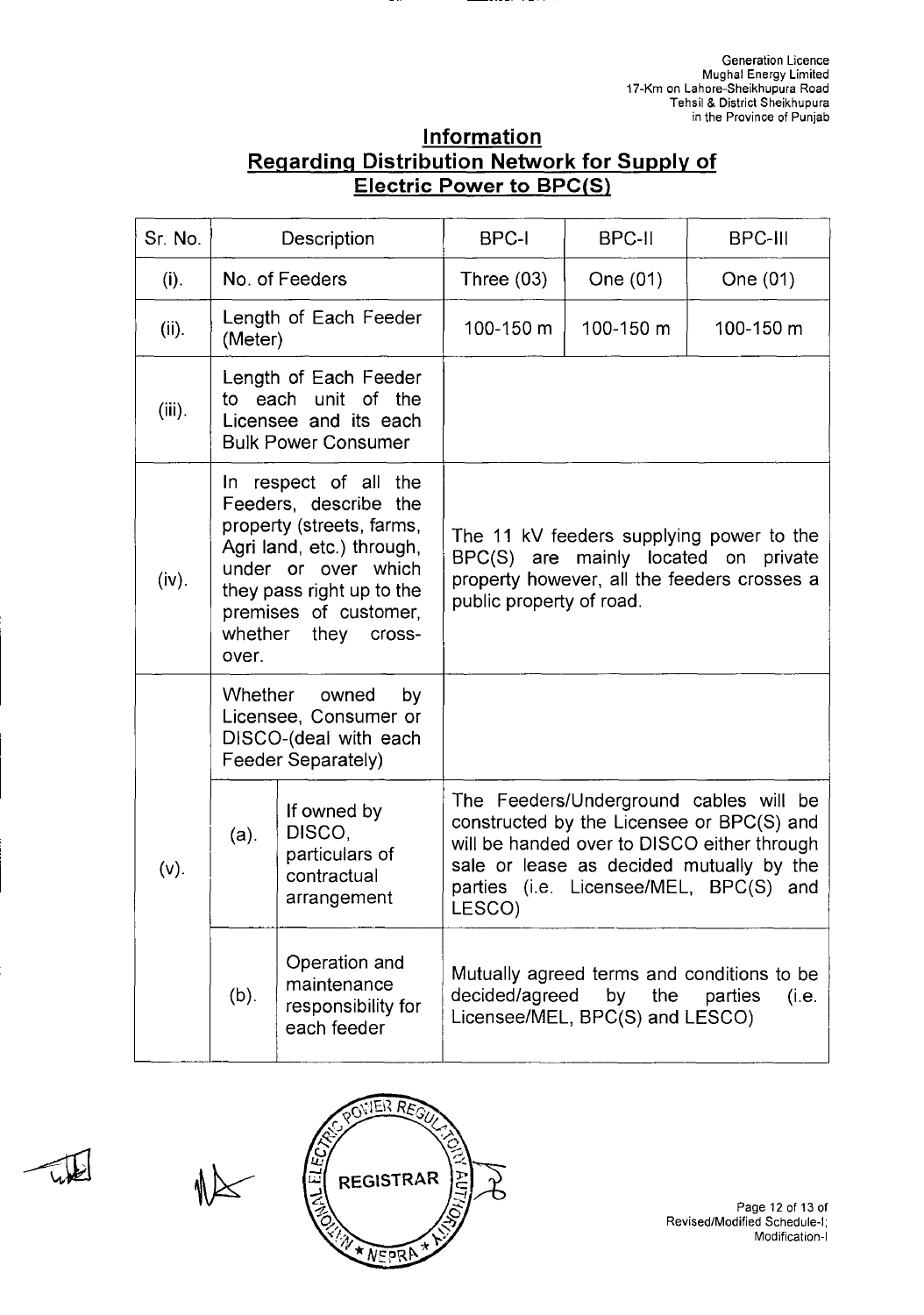Generation Licence
Mughal Energy Limited
17-Km on Lahore-Sheikhupura Road
Tehsil & District Sheikhupura
in the Province of Punjab

## Information
## Regarding Distribution Network for Supply of Electric Power to BPC(S)

| Sr. No. | Description | | BPC-I | BPC-II | BPC-III |
|---|---|---|---|---|---|
| (i). | No. of Feeders | | Three (03) | One (01) | One (01) |
| (ii). | Length of Each Feeder (Meter) | | 100-150 m | 100-150 m | 100-150 m |
| (iii). | Length of Each Feeder to each unit of the Licensee and its each Bulk Power Consumer | | | | |
| (iv). | In respect of all the Feeders, describe the property (streets, farms, Agri land, etc.) through, under or over which they pass right up to the premises of customer, whether they cross-over. | | The 11 kV feeders supplying power to the BPC(S) are mainly located on private property however, all the feeders crosses a public property of road. | | |
| (v). | Whether owned by Licensee, Consumer or DISCO-(deal with each Feeder Separately) | | | | |
| | (a). | If owned by DISCO, particulars of contractual arrangement | The Feeders/Underground cables will be constructed by the Licensee or BPC(S) and will be handed over to DISCO either through sale or lease as decided mutually by the parties (i.e. Licensee/MEL, BPC(S) and LESCO) | | |
| | (b). | Operation and maintenance responsibility for each feeder | Mutually agreed terms and conditions to be decided/agreed by the parties (i.e. Licensee/MEL, BPC(S) and LESCO) | | |

REGISTRAR

Revised/Modified Schedule-I;
Modification-I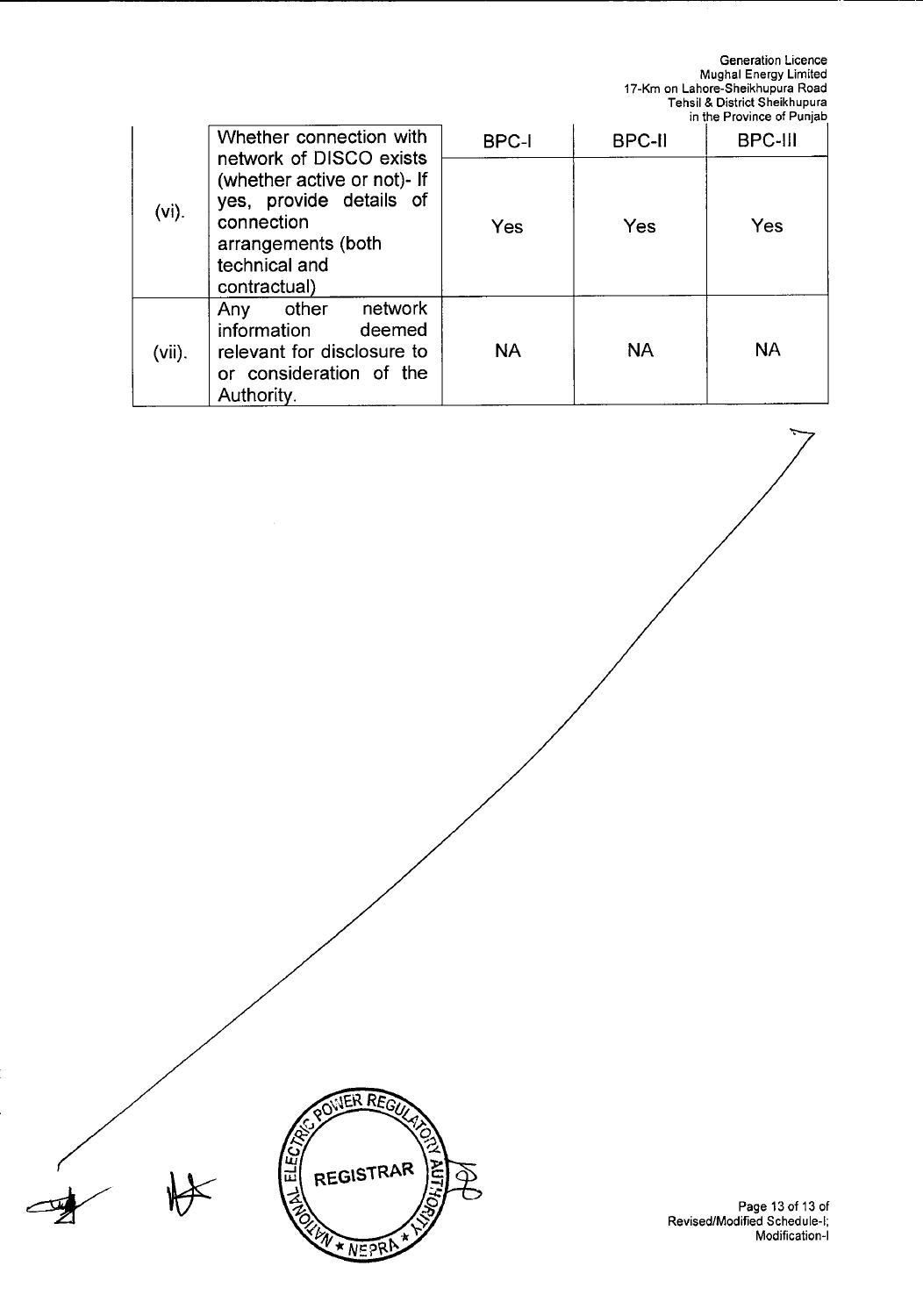|  |  | BPC-I | BPC-II | BPC-III |
|---|---|---|---|---|
| (vi). | Whether connection with network of DISCO exists (whether active or not)- If yes, provide details of connection arrangements (both technical and contractual) | Yes | Yes | Yes |
| (vii). | Any other network information deemed relevant for disclosure to or consideration of the Authority. | NA | NA | NA |

NATIONAL ELECTRIC POWER REGULATORY AUTHORITY ★ NEPRA ★ REGISTRAR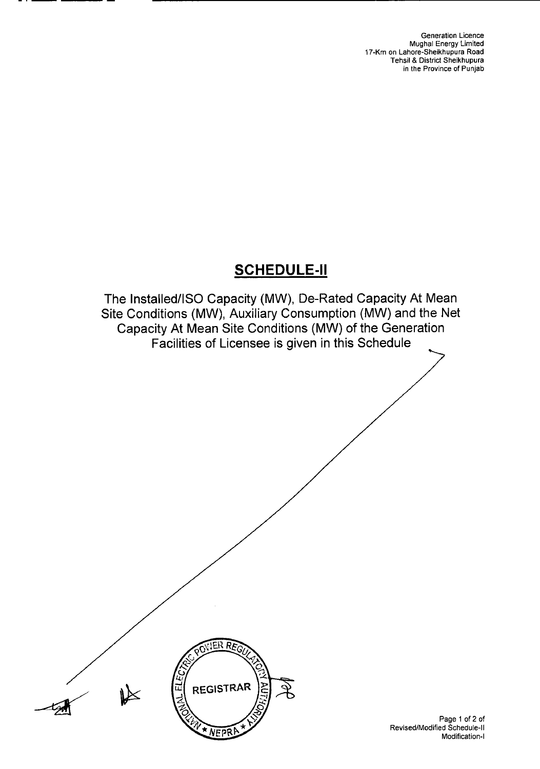# SCHEDULE-II

The Installed/ISO Capacity (MW), De-Rated Capacity At Mean Site Conditions (MW), Auxiliary Consumption (MW) and the Net Capacity At Mean Site Conditions (MW) of the Generation Facilities of Licensee is given in this Schedule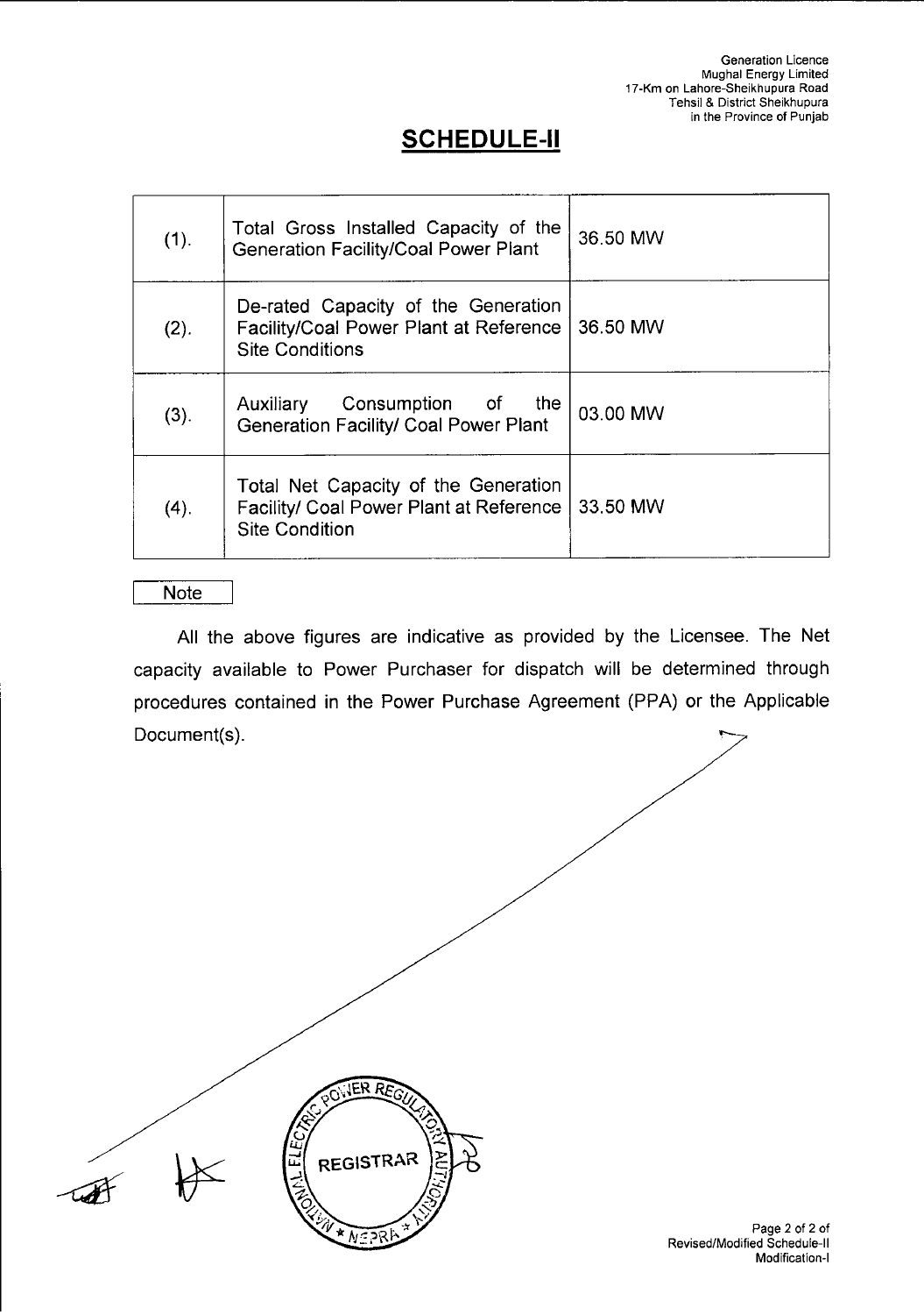Generation Licence
Mughal Energy Limited
17-Km on Lahore-Sheikhupura Road
Tehsil & District Sheikhupura
in the Province of Punjab

# SCHEDULE-II

| | | |
|---|---|---|
| (1). | Total Gross Installed Capacity of the Generation Facility/Coal Power Plant | 36.50 MW |
| (2). | De-rated Capacity of the Generation Facility/Coal Power Plant at Reference Site Conditions | 36.50 MW |
| (3). | Auxiliary Consumption of the Generation Facility/ Coal Power Plant | 03.00 MW |
| (4). | Total Net Capacity of the Generation Facility/ Coal Power Plant at Reference Site Condition | 33.50 MW |

**Note**

All the above figures are indicative as provided by the Licensee. The Net capacity available to Power Purchaser for dispatch will be determined through procedures contained in the Power Purchase Agreement (PPA) or the Applicable Document(s).

REGISTRAR
NATIONAL ELECTRIC POWER REGULATORY AUTHORITY * NEPRA *

Page 2 of 2 of
Revised/Modified Schedule-II
Modification-I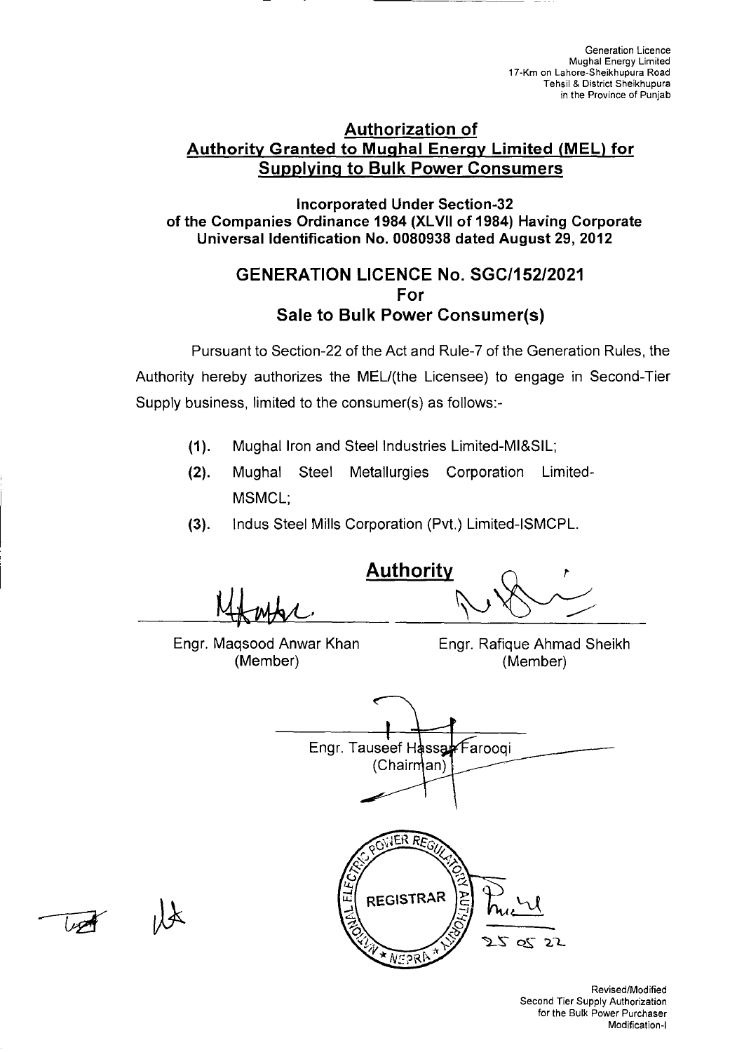Generation Licence
Mughal Energy Limited
17-Km on Lahore-Sheikhupura Road
Tehsil & District Sheikhupura
in the Province of Punjab

## Authorization of Authority Granted to Mughal Energy Limited (MEL) for Supplying to Bulk Power Consumers

**Incorporated Under Section-32 of the Companies Ordinance 1984 (XLVII of 1984) Having Corporate Universal Identification No. 0080938 dated August 29, 2012**

## GENERATION LICENCE No. SGC/152/2021
## For
## Sale to Bulk Power Consumer(s)

Pursuant to Section-22 of the Act and Rule-7 of the Generation Rules, the Authority hereby authorizes the MEL/(the Licensee) to engage in Second-Tier Supply business, limited to the consumer(s) as follows:-

(1). Mughal Iron and Steel Industries Limited-MI&SIL;

(2). Mughal Steel Metallurgies Corporation Limited-MSMCL;

(3). Indus Steel Mills Corporation (Pvt.) Limited-ISMCPL.

**Authority**

Engr. Maqsood Anwar Khan
(Member)

Engr. Rafique Ahmad Sheikh
(Member)

Engr. Tauseef Hassan Farooqi
(Chairman)

REGISTRAR
25 05 22

Revised/Modified
Second Tier Supply Authorization
for the Bulk Power Purchaser
Modification-I